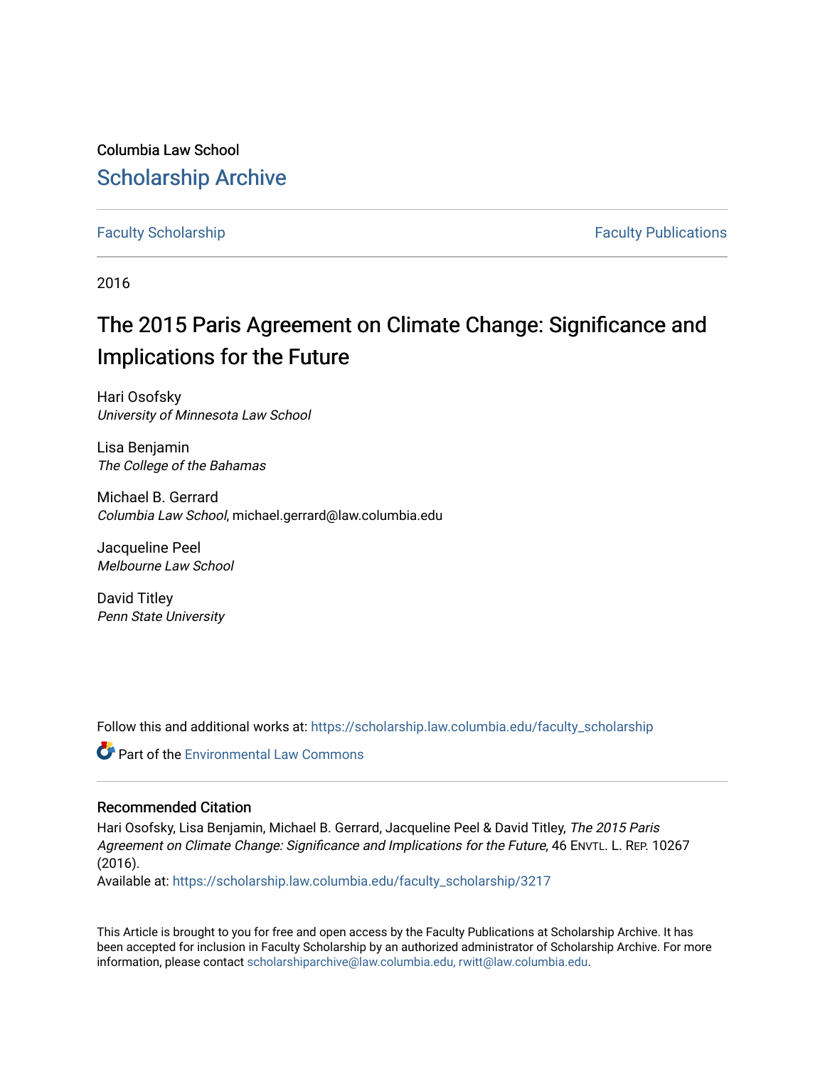Columbia Law School

## Scholarship Archive

Faculty Scholarship | Faculty Publications

2016

# The 2015 Paris Agreement on Climate Change: Significance and Implications for the Future

Hari Osofsky
*University of Minnesota Law School*

Lisa Benjamin
*The College of the Bahamas*

Michael B. Gerrard
*Columbia Law School*, michael.gerrard@law.columbia.edu

Jacqueline Peel
*Melbourne Law School*

David Titley
*Penn State University*

Follow this and additional works at: https://scholarship.law.columbia.edu/faculty_scholarship

Part of the Environmental Law Commons

### Recommended Citation

Hari Osofsky, Lisa Benjamin, Michael B. Gerrard, Jacqueline Peel & David Titley, *The 2015 Paris Agreement on Climate Change: Significance and Implications for the Future*, 46 Envtl. L. Rep. 10267 (2016).

Available at: https://scholarship.law.columbia.edu/faculty_scholarship/3217

This Article is brought to you for free and open access by the Faculty Publications at Scholarship Archive. It has been accepted for inclusion in Faculty Scholarship by an authorized administrator of Scholarship Archive. For more information, please contact scholarshiparchive@law.columbia.edu, rwitt@law.columbia.edu.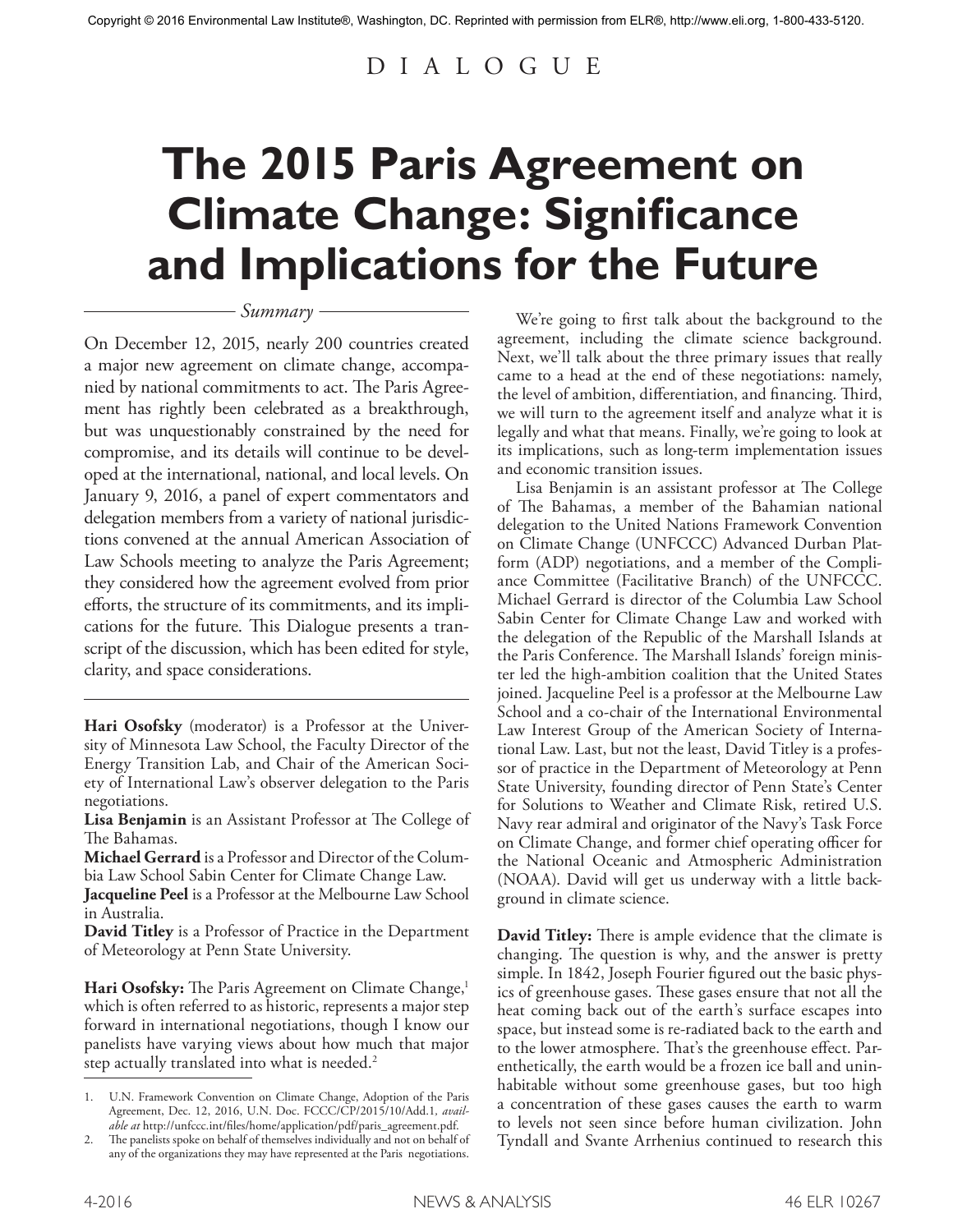Copyright © 2016 Environmental Law Institute®, Washington, DC. Reprinted with permission from ELR®, http://www.eli.org, 1-800-433-5120.

D I A L O G U E

# The 2015 Paris Agreement on Climate Change: Significance and Implications for the Future

*Summary*

On December 12, 2015, nearly 200 countries created a major new agreement on climate change, accompanied by national commitments to act. The Paris Agreement has rightly been celebrated as a breakthrough, but was unquestionably constrained by the need for compromise, and its details will continue to be developed at the international, national, and local levels. On January 9, 2016, a panel of expert commentators and delegation members from a variety of national jurisdictions convened at the annual American Association of Law Schools meeting to analyze the Paris Agreement; they considered how the agreement evolved from prior efforts, the structure of its commitments, and its implications for the future. This Dialogue presents a transcript of the discussion, which has been edited for style, clarity, and space considerations.

**Hari Osofsky** (moderator) is a Professor at the University of Minnesota Law School, the Faculty Director of the Energy Transition Lab, and Chair of the American Society of International Law's observer delegation to the Paris negotiations.
**Lisa Benjamin** is an Assistant Professor at The College of The Bahamas.
**Michael Gerrard** is a Professor and Director of the Columbia Law School Sabin Center for Climate Change Law.
**Jacqueline Peel** is a Professor at the Melbourne Law School in Australia.
**David Titley** is a Professor of Practice in the Department of Meteorology at Penn State University.

**Hari Osofsky:** The Paris Agreement on Climate Change,[1] which is often referred to as historic, represents a major step forward in international negotiations, though I know our panelists have varying views about how much that major step actually translated into what is needed.[2]

We're going to first talk about the background to the agreement, including the climate science background. Next, we'll talk about the three primary issues that really came to a head at the end of these negotiations: namely, the level of ambition, differentiation, and financing. Third, we will turn to the agreement itself and analyze what it is legally and what that means. Finally, we're going to look at its implications, such as long-term implementation issues and economic transition issues.

Lisa Benjamin is an assistant professor at The College of The Bahamas, a member of the Bahamian national delegation to the United Nations Framework Convention on Climate Change (UNFCCC) Advanced Durban Platform (ADP) negotiations, and a member of the Compliance Committee (Facilitative Branch) of the UNFCCC. Michael Gerrard is director of the Columbia Law School Sabin Center for Climate Change Law and worked with the delegation of the Republic of the Marshall Islands at the Paris Conference. The Marshall Islands' foreign minister led the high-ambition coalition that the United States joined. Jacqueline Peel is a professor at the Melbourne Law School and a co-chair of the International Environmental Law Interest Group of the American Society of International Law. Last, but not the least, David Titley is a professor of practice in the Department of Meteorology at Penn State University, founding director of Penn State's Center for Solutions to Weather and Climate Risk, retired U.S. Navy rear admiral and originator of the Navy's Task Force on Climate Change, and former chief operating officer for the National Oceanic and Atmospheric Administration (NOAA). David will get us underway with a little background in climate science.

**David Titley:** There is ample evidence that the climate is changing. The question is why, and the answer is pretty simple. In 1842, Joseph Fourier figured out the basic physics of greenhouse gases. These gases ensure that not all the heat coming back out of the earth's surface escapes into space, but instead some is re-radiated back to the earth and to the lower atmosphere. That's the greenhouse effect. Parenthetically, the earth would be a frozen ice ball and uninhabitable without some greenhouse gases, but too high a concentration of these gases causes the earth to warm to levels not seen since before human civilization. John Tyndall and Svante Arrhenius continued to research this

1. U.N. Framework Convention on Climate Change, Adoption of the Paris Agreement, Dec. 12, 2016, U.N. Doc. FCCC/CP/2015/10/Add.1, *available at* http://unfccc.int/files/home/application/pdf/paris_agreement.pdf.
2. The panelists spoke on behalf of themselves individually and not on behalf of any of the organizations they may have represented at the Paris negotiations.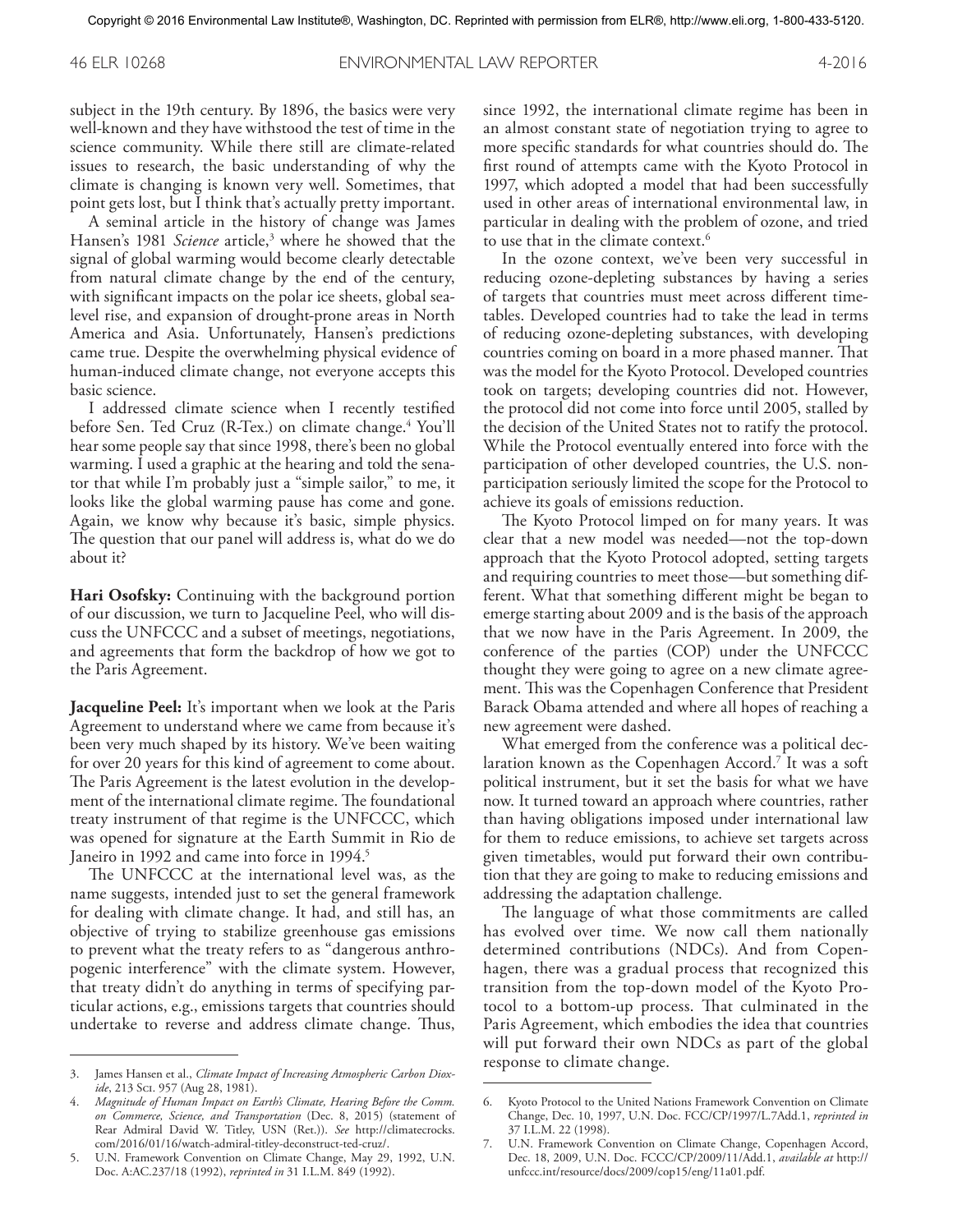subject in the 19th century. By 1896, the basics were very well-known and they have withstood the test of time in the science community. While there still are climate-related issues to research, the basic understanding of why the climate is changing is known very well. Sometimes, that point gets lost, but I think that's actually pretty important.

A seminal article in the history of change was James Hansen's 1981 *Science* article,[3] where he showed that the signal of global warming would become clearly detectable from natural climate change by the end of the century, with significant impacts on the polar ice sheets, global sea-level rise, and expansion of drought-prone areas in North America and Asia. Unfortunately, Hansen's predictions came true. Despite the overwhelming physical evidence of human-induced climate change, not everyone accepts this basic science.

I addressed climate science when I recently testified before Sen. Ted Cruz (R-Tex.) on climate change.[4] You'll hear some people say that since 1998, there's been no global warming. I used a graphic at the hearing and told the senator that while I'm probably just a "simple sailor," to me, it looks like the global warming pause has come and gone. Again, we know why because it's basic, simple physics. The question that our panel will address is, what do we do about it?

**Hari Osofsky:** Continuing with the background portion of our discussion, we turn to Jacqueline Peel, who will discuss the UNFCCC and a subset of meetings, negotiations, and agreements that form the backdrop of how we got to the Paris Agreement.

**Jacqueline Peel:** It's important when we look at the Paris Agreement to understand where we came from because it's been very much shaped by its history. We've been waiting for over 20 years for this kind of agreement to come about. The Paris Agreement is the latest evolution in the development of the international climate regime. The foundational treaty instrument of that regime is the UNFCCC, which was opened for signature at the Earth Summit in Rio de Janeiro in 1992 and came into force in 1994.[5]

The UNFCCC at the international level was, as the name suggests, intended just to set the general framework for dealing with climate change. It had, and still has, an objective of trying to stabilize greenhouse gas emissions to prevent what the treaty refers to as "dangerous anthropogenic interference" with the climate system. However, that treaty didn't do anything in terms of specifying particular actions, e.g., emissions targets that countries should undertake to reverse and address climate change. Thus, since 1992, the international climate regime has been in an almost constant state of negotiation trying to agree to more specific standards for what countries should do. The first round of attempts came with the Kyoto Protocol in 1997, which adopted a model that had been successfully used in other areas of international environmental law, in particular in dealing with the problem of ozone, and tried to use that in the climate context.[6]

In the ozone context, we've been very successful in reducing ozone-depleting substances by having a series of targets that countries must meet across different timetables. Developed countries had to take the lead in terms of reducing ozone-depleting substances, with developing countries coming on board in a more phased manner. That was the model for the Kyoto Protocol. Developed countries took on targets; developing countries did not. However, the protocol did not come into force until 2005, stalled by the decision of the United States not to ratify the protocol. While the Protocol eventually entered into force with the participation of other developed countries, the U.S. non-participation seriously limited the scope for the Protocol to achieve its goals of emissions reduction.

The Kyoto Protocol limped on for many years. It was clear that a new model was needed—not the top-down approach that the Kyoto Protocol adopted, setting targets and requiring countries to meet those—but something different. What that something different might be began to emerge starting about 2009 and is the basis of the approach that we now have in the Paris Agreement. In 2009, the conference of the parties (COP) under the UNFCCC thought they were going to agree on a new climate agreement. This was the Copenhagen Conference that President Barack Obama attended and where all hopes of reaching a new agreement were dashed.

What emerged from the conference was a political declaration known as the Copenhagen Accord.[7] It was a soft political instrument, but it set the basis for what we have now. It turned toward an approach where countries, rather than having obligations imposed under international law for them to reduce emissions, to achieve set targets across given timetables, would put forward their own contribution that they are going to make to reducing emissions and addressing the adaptation challenge.

The language of what those commitments are called has evolved over time. We now call them nationally determined contributions (NDCs). And from Copenhagen, there was a gradual process that recognized this transition from the top-down model of the Kyoto Protocol to a bottom-up process. That culminated in the Paris Agreement, which embodies the idea that countries will put forward their own NDCs as part of the global response to climate change.

---

3. James Hansen et al., *Climate Impact of Increasing Atmospheric Carbon Dioxide*, 213 Sci. 957 (Aug 28, 1981).
4. *Magnitude of Human Impact on Earth's Climate, Hearing Before the Comm. on Commerce, Science, and Transportation* (Dec. 8, 2015) (statement of Rear Admiral David W. Titley, USN (Ret.)). *See* http://climatecrocks.com/2016/01/16/watch-admiral-titley-deconstruct-ted-cruz/.
5. U.N. Framework Convention on Climate Change, May 29, 1992, U.N. Doc. A:AC.237/18 (1992), *reprinted in* 31 I.L.M. 849 (1992).
6. Kyoto Protocol to the United Nations Framework Convention on Climate Change, Dec. 10, 1997, U.N. Doc. FCC/CP/1997/L.7Add.1, *reprinted in* 37 I.L.M. 22 (1998).
7. U.N. Framework Convention on Climate Change, Copenhagen Accord, Dec. 18, 2009, U.N. Doc. FCCC/CP/2009/11/Add.1, *available at* http://unfccc.int/resource/docs/2009/cop15/eng/11a01.pdf.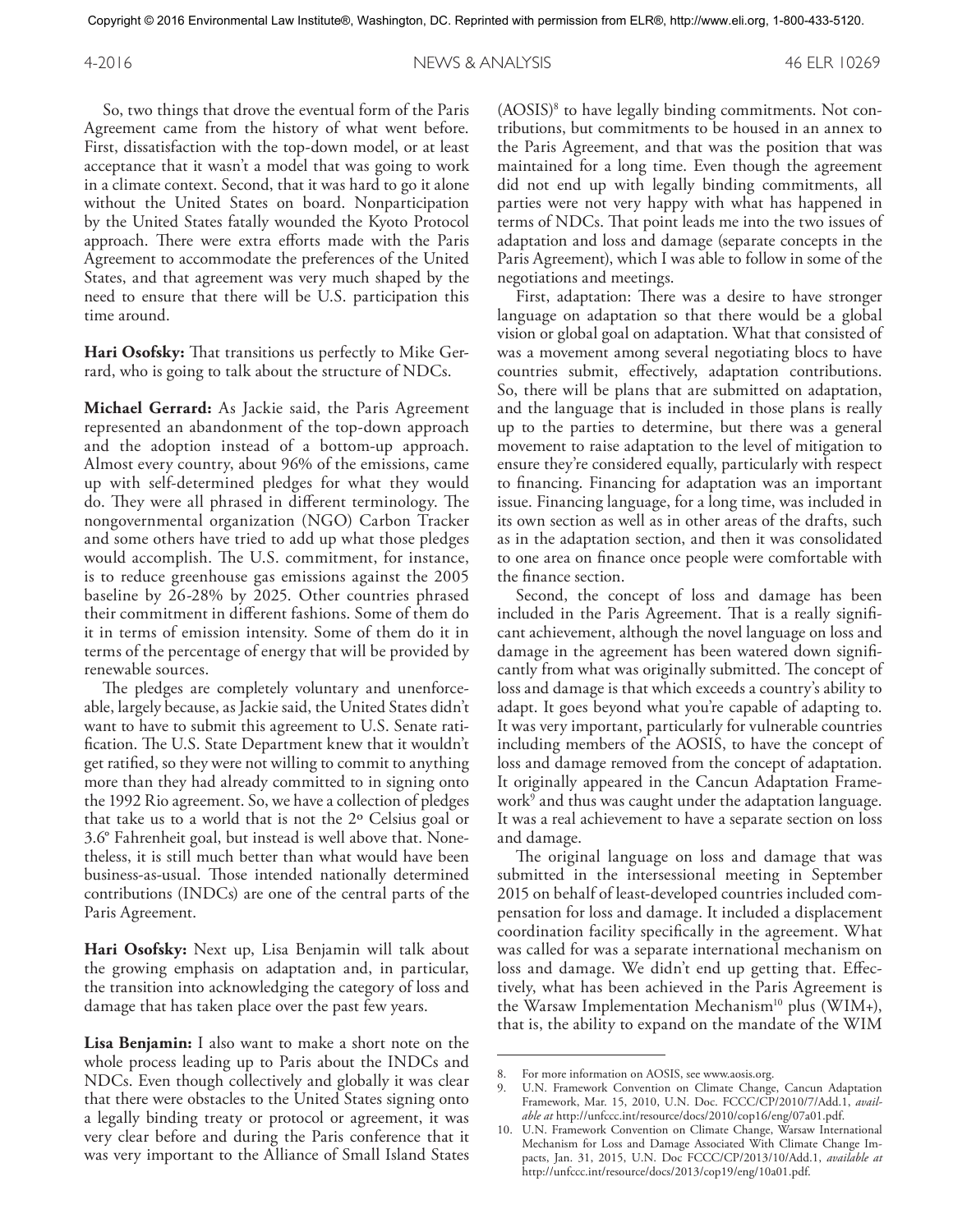So, two things that drove the eventual form of the Paris Agreement came from the history of what went before. First, dissatisfaction with the top-down model, or at least acceptance that it wasn't a model that was going to work in a climate context. Second, that it was hard to go it alone without the United States on board. Nonparticipation by the United States fatally wounded the Kyoto Protocol approach. There were extra efforts made with the Paris Agreement to accommodate the preferences of the United States, and that agreement was very much shaped by the need to ensure that there will be U.S. participation this time around.

**Hari Osofsky:** That transitions us perfectly to Mike Gerrard, who is going to talk about the structure of NDCs.

**Michael Gerrard:** As Jackie said, the Paris Agreement represented an abandonment of the top-down approach and the adoption instead of a bottom-up approach. Almost every country, about 96% of the emissions, came up with self-determined pledges for what they would do. They were all phrased in different terminology. The nongovernmental organization (NGO) Carbon Tracker and some others have tried to add up what those pledges would accomplish. The U.S. commitment, for instance, is to reduce greenhouse gas emissions against the 2005 baseline by 26-28% by 2025. Other countries phrased their commitment in different fashions. Some of them do it in terms of emission intensity. Some of them do it in terms of the percentage of energy that will be provided by renewable sources.

The pledges are completely voluntary and unenforceable, largely because, as Jackie said, the United States didn't want to have to submit this agreement to U.S. Senate ratification. The U.S. State Department knew that it wouldn't get ratified, so they were not willing to commit to anything more than they had already committed to in signing onto the 1992 Rio agreement. So, we have a collection of pledges that take us to a world that is not the 2º Celsius goal or 3.6º Fahrenheit goal, but instead is well above that. Nonetheless, it is still much better than what would have been business-as-usual. Those intended nationally determined contributions (INDCs) are one of the central parts of the Paris Agreement.

**Hari Osofsky:** Next up, Lisa Benjamin will talk about the growing emphasis on adaptation and, in particular, the transition into acknowledging the category of loss and damage that has taken place over the past few years.

**Lisa Benjamin:** I also want to make a short note on the whole process leading up to Paris about the INDCs and NDCs. Even though collectively and globally it was clear that there were obstacles to the United States signing onto a legally binding treaty or protocol or agreement, it was very clear before and during the Paris conference that it was very important to the Alliance of Small Island States (AOSIS)[8] to have legally binding commitments. Not contributions, but commitments to be housed in an annex to the Paris Agreement, and that was the position that was maintained for a long time. Even though the agreement did not end up with legally binding commitments, all parties were not very happy with what has happened in terms of NDCs. That point leads me into the two issues of adaptation and loss and damage (separate concepts in the Paris Agreement), which I was able to follow in some of the negotiations and meetings.

First, adaptation: There was a desire to have stronger language on adaptation so that there would be a global vision or global goal on adaptation. What that consisted of was a movement among several negotiating blocs to have countries submit, effectively, adaptation contributions. So, there will be plans that are submitted on adaptation, and the language that is included in those plans is really up to the parties to determine, but there was a general movement to raise adaptation to the level of mitigation to ensure they're considered equally, particularly with respect to financing. Financing for adaptation was an important issue. Financing language, for a long time, was included in its own section as well as in other areas of the drafts, such as in the adaptation section, and then it was consolidated to one area on finance once people were comfortable with the finance section.

Second, the concept of loss and damage has been included in the Paris Agreement. That is a really significant achievement, although the novel language on loss and damage in the agreement has been watered down significantly from what was originally submitted. The concept of loss and damage is that which exceeds a country's ability to adapt. It goes beyond what you're capable of adapting to. It was very important, particularly for vulnerable countries including members of the AOSIS, to have the concept of loss and damage removed from the concept of adaptation. It originally appeared in the Cancun Adaptation Framework[9] and thus was caught under the adaptation language. It was a real achievement to have a separate section on loss and damage.

The original language on loss and damage that was submitted in the intersessional meeting in September 2015 on behalf of least-developed countries included compensation for loss and damage. It included a displacement coordination facility specifically in the agreement. What was called for was a separate international mechanism on loss and damage. We didn't end up getting that. Effectively, what has been achieved in the Paris Agreement is the Warsaw Implementation Mechanism[10] plus (WIM+), that is, the ability to expand on the mandate of the WIM

---

8. For more information on AOSIS, see www.aosis.org.
9. U.N. Framework Convention on Climate Change, Cancun Adaptation Framework, Mar. 15, 2010, U.N. Doc. FCCC/CP/2010/7/Add.1, *available at* http://unfccc.int/resource/docs/2010/cop16/eng/07a01.pdf.
10. U.N. Framework Convention on Climate Change, Warsaw International Mechanism for Loss and Damage Associated With Climate Change Impacts, Jan. 31, 2015, U.N. Doc FCCC/CP/2013/10/Add.1, *available at* http://unfccc.int/resource/docs/2013/cop19/eng/10a01.pdf.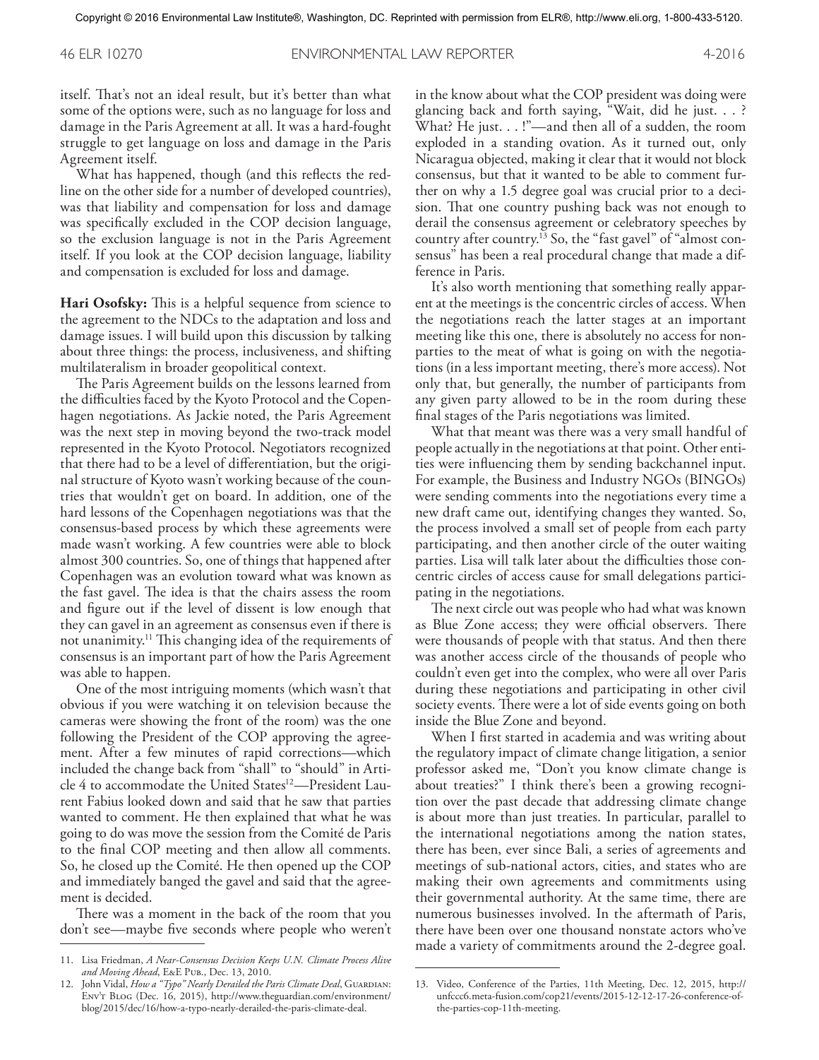itself. That's not an ideal result, but it's better than what some of the options were, such as no language for loss and damage in the Paris Agreement at all. It was a hard-fought struggle to get language on loss and damage in the Paris Agreement itself.

What has happened, though (and this reflects the redline on the other side for a number of developed countries), was that liability and compensation for loss and damage was specifically excluded in the COP decision language, so the exclusion language is not in the Paris Agreement itself. If you look at the COP decision language, liability and compensation is excluded for loss and damage.

**Hari Osofsky:** This is a helpful sequence from science to the agreement to the NDCs to the adaptation and loss and damage issues. I will build upon this discussion by talking about three things: the process, inclusiveness, and shifting multilateralism in broader geopolitical context.

The Paris Agreement builds on the lessons learned from the difficulties faced by the Kyoto Protocol and the Copenhagen negotiations. As Jackie noted, the Paris Agreement was the next step in moving beyond the two-track model represented in the Kyoto Protocol. Negotiators recognized that there had to be a level of differentiation, but the original structure of Kyoto wasn't working because of the countries that wouldn't get on board. In addition, one of the hard lessons of the Copenhagen negotiations was that the consensus-based process by which these agreements were made wasn't working. A few countries were able to block almost 300 countries. So, one of things that happened after Copenhagen was an evolution toward what was known as the fast gavel. The idea is that the chairs assess the room and figure out if the level of dissent is low enough that they can gavel in an agreement as consensus even if there is not unanimity.[11] This changing idea of the requirements of consensus is an important part of how the Paris Agreement was able to happen.

One of the most intriguing moments (which wasn't that obvious if you were watching it on television because the cameras were showing the front of the room) was the one following the President of the COP approving the agreement. After a few minutes of rapid corrections—which included the change back from "shall" to "should" in Article 4 to accommodate the United States[12]—President Laurent Fabius looked down and said that he saw that parties wanted to comment. He then explained that what he was going to do was move the session from the Comité de Paris to the final COP meeting and then allow all comments. So, he closed up the Comité. He then opened up the COP and immediately banged the gavel and said that the agreement is decided.

There was a moment in the back of the room that you don't see—maybe five seconds where people who weren't in the know about what the COP president was doing were glancing back and forth saying, "Wait, did he just. . . ? What? He just. . . !"—and then all of a sudden, the room exploded in a standing ovation. As it turned out, only Nicaragua objected, making it clear that it would not block consensus, but that it wanted to be able to comment further on why a 1.5 degree goal was crucial prior to a decision. That one country pushing back was not enough to derail the consensus agreement or celebratory speeches by country after country.[13] So, the "fast gavel" of "almost consensus" has been a real procedural change that made a difference in Paris.

It's also worth mentioning that something really apparent at the meetings is the concentric circles of access. When the negotiations reach the latter stages at an important meeting like this one, there is absolutely no access for non-parties to the meat of what is going on with the negotiations (in a less important meeting, there's more access). Not only that, but generally, the number of participants from any given party allowed to be in the room during these final stages of the Paris negotiations was limited.

What that meant was there was a very small handful of people actually in the negotiations at that point. Other entities were influencing them by sending backchannel input. For example, the Business and Industry NGOs (BINGOs) were sending comments into the negotiations every time a new draft came out, identifying changes they wanted. So, the process involved a small set of people from each party participating, and then another circle of the outer waiting parties. Lisa will talk later about the difficulties those concentric circles of access cause for small delegations participating in the negotiations.

The next circle out was people who had what was known as Blue Zone access; they were official observers. There were thousands of people with that status. And then there was another access circle of the thousands of people who couldn't even get into the complex, who were all over Paris during these negotiations and participating in other civil society events. There were a lot of side events going on both inside the Blue Zone and beyond.

When I first started in academia and was writing about the regulatory impact of climate change litigation, a senior professor asked me, "Don't you know climate change is about treaties?" I think there's been a growing recognition over the past decade that addressing climate change is about more than just treaties. In particular, parallel to the international negotiations among the nation states, there has been, ever since Bali, a series of agreements and meetings of sub-national actors, cities, and states who are making their own agreements and commitments using their governmental authority. At the same time, there are numerous businesses involved. In the aftermath of Paris, there have been over one thousand nonstate actors who've made a variety of commitments around the 2-degree goal.

---

11. Lisa Friedman, *A Near-Consensus Decision Keeps U.N. Climate Process Alive and Moving Ahead*, E&E Pub., Dec. 13, 2010.
12. John Vidal, *How a "Typo" Nearly Derailed the Paris Climate Deal*, Guardian: Env't Blog (Dec. 16, 2015), http://www.theguardian.com/environment/blog/2015/dec/16/how-a-typo-nearly-derailed-the-paris-climate-deal.
13. Video, Conference of the Parties, 11th Meeting, Dec. 12, 2015, http://unfccc6.meta-fusion.com/cop21/events/2015-12-12-17-26-conference-of-the-parties-cop-11th-meeting.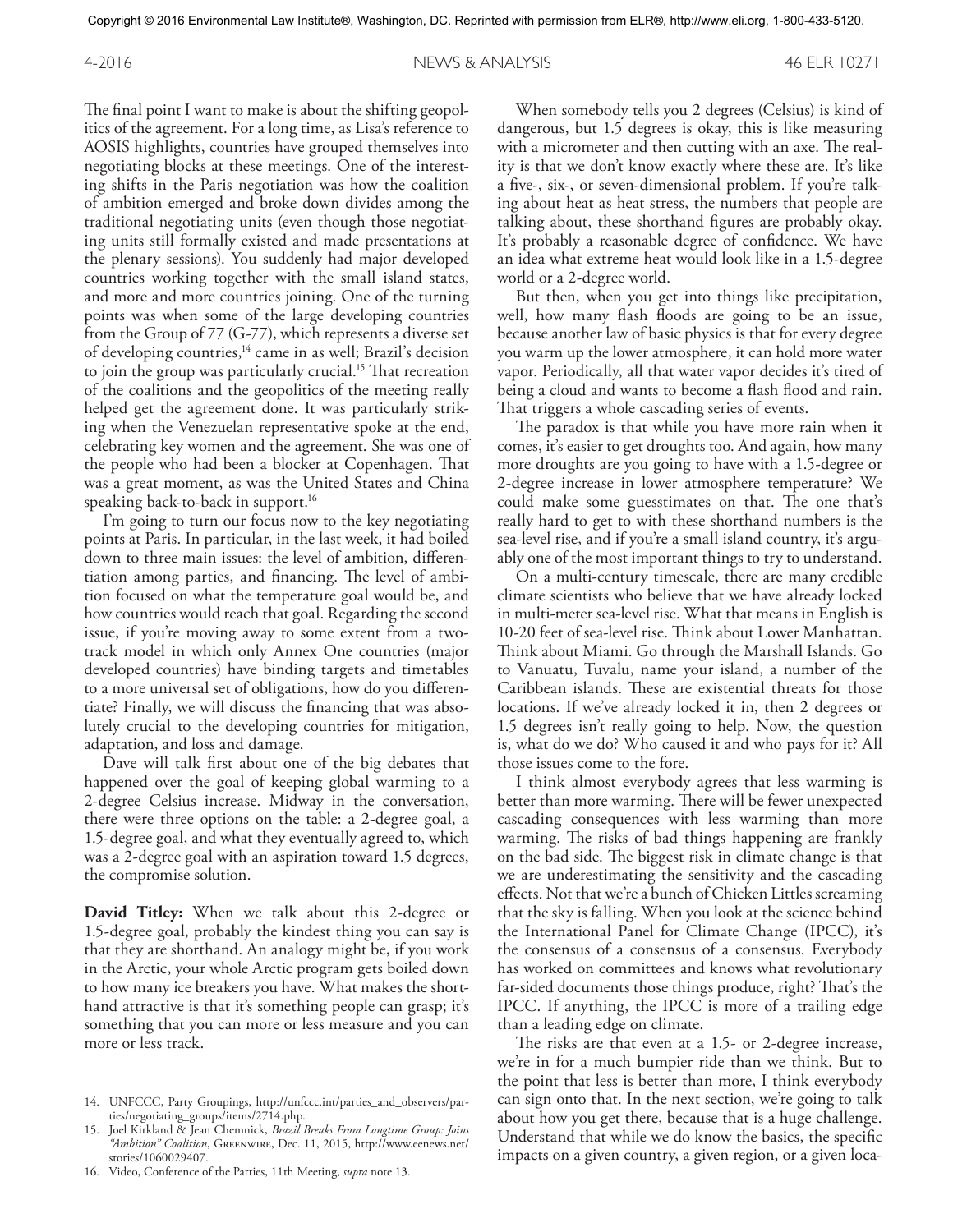The final point I want to make is about the shifting geopolitics of the agreement. For a long time, as Lisa's reference to AOSIS highlights, countries have grouped themselves into negotiating blocks at these meetings. One of the interesting shifts in the Paris negotiation was how the coalition of ambition emerged and broke down divides among the traditional negotiating units (even though those negotiating units still formally existed and made presentations at the plenary sessions). You suddenly had major developed countries working together with the small island states, and more and more countries joining. One of the turning points was when some of the large developing countries from the Group of 77 (G-77), which represents a diverse set of developing countries,[14] came in as well; Brazil's decision to join the group was particularly crucial.[15] That recreation of the coalitions and the geopolitics of the meeting really helped get the agreement done. It was particularly striking when the Venezuelan representative spoke at the end, celebrating key women and the agreement. She was one of the people who had been a blocker at Copenhagen. That was a great moment, as was the United States and China speaking back-to-back in support.[16]

I'm going to turn our focus now to the key negotiating points at Paris. In particular, in the last week, it had boiled down to three main issues: the level of ambition, differentiation among parties, and financing. The level of ambition focused on what the temperature goal would be, and how countries would reach that goal. Regarding the second issue, if you're moving away to some extent from a two-track model in which only Annex One countries (major developed countries) have binding targets and timetables to a more universal set of obligations, how do you differentiate? Finally, we will discuss the financing that was absolutely crucial to the developing countries for mitigation, adaptation, and loss and damage.

Dave will talk first about one of the big debates that happened over the goal of keeping global warming to a 2-degree Celsius increase. Midway in the conversation, there were three options on the table: a 2-degree goal, a 1.5-degree goal, and what they eventually agreed to, which was a 2-degree goal with an aspiration toward 1.5 degrees, the compromise solution.

**David Titley:** When we talk about this 2-degree or 1.5-degree goal, probably the kindest thing you can say is that they are shorthand. An analogy might be, if you work in the Arctic, your whole Arctic program gets boiled down to how many ice breakers you have. What makes the shorthand attractive is that it's something people can grasp; it's something that you can more or less measure and you can more or less track.

When somebody tells you 2 degrees (Celsius) is kind of dangerous, but 1.5 degrees is okay, this is like measuring with a micrometer and then cutting with an axe. The reality is that we don't know exactly where these are. It's like a five-, six-, or seven-dimensional problem. If you're talking about heat as heat stress, the numbers that people are talking about, these shorthand figures are probably okay. It's probably a reasonable degree of confidence. We have an idea what extreme heat would look like in a 1.5-degree world or a 2-degree world.

But then, when you get into things like precipitation, well, how many flash floods are going to be an issue, because another law of basic physics is that for every degree you warm up the lower atmosphere, it can hold more water vapor. Periodically, all that water vapor decides it's tired of being a cloud and wants to become a flash flood and rain. That triggers a whole cascading series of events.

The paradox is that while you have more rain when it comes, it's easier to get droughts too. And again, how many more droughts are you going to have with a 1.5-degree or 2-degree increase in lower atmosphere temperature? We could make some guesstimates on that. The one that's really hard to get to with these shorthand numbers is the sea-level rise, and if you're a small island country, it's arguably one of the most important things to try to understand.

On a multi-century timescale, there are many credible climate scientists who believe that we have already locked in multi-meter sea-level rise. What that means in English is 10-20 feet of sea-level rise. Think about Lower Manhattan. Think about Miami. Go through the Marshall Islands. Go to Vanuatu, Tuvalu, name your island, a number of the Caribbean islands. These are existential threats for those locations. If we've already locked it in, then 2 degrees or 1.5 degrees isn't really going to help. Now, the question is, what do we do? Who caused it and who pays for it? All those issues come to the fore.

I think almost everybody agrees that less warming is better than more warming. There will be fewer unexpected cascading consequences with less warming than more warming. The risks of bad things happening are frankly on the bad side. The biggest risk in climate change is that we are underestimating the sensitivity and the cascading effects. Not that we're a bunch of Chicken Littles screaming that the sky is falling. When you look at the science behind the International Panel for Climate Change (IPCC), it's the consensus of a consensus of a consensus. Everybody has worked on committees and knows what revolutionary far-sided documents those things produce, right? That's the IPCC. If anything, the IPCC is more of a trailing edge than a leading edge on climate.

The risks are that even at a 1.5- or 2-degree increase, we're in for a much bumpier ride than we think. But to the point that less is better than more, I think everybody can sign onto that. In the next section, we're going to talk about how you get there, because that is a huge challenge. Understand that while we do know the basics, the specific impacts on a given country, a given region, or a given loca-

---

14. UNFCCC, Party Groupings, http://unfccc.int/parties_and_observers/parties/negotiating_groups/items/2714.php.
15. Joel Kirkland & Jean Chemnick, *Brazil Breaks From Longtime Group: Joins "Ambition" Coalition*, Greenwire, Dec. 11, 2015, http://www.eenews.net/stories/1060029407.
16. Video, Conference of the Parties, 11th Meeting, *supra* note 13.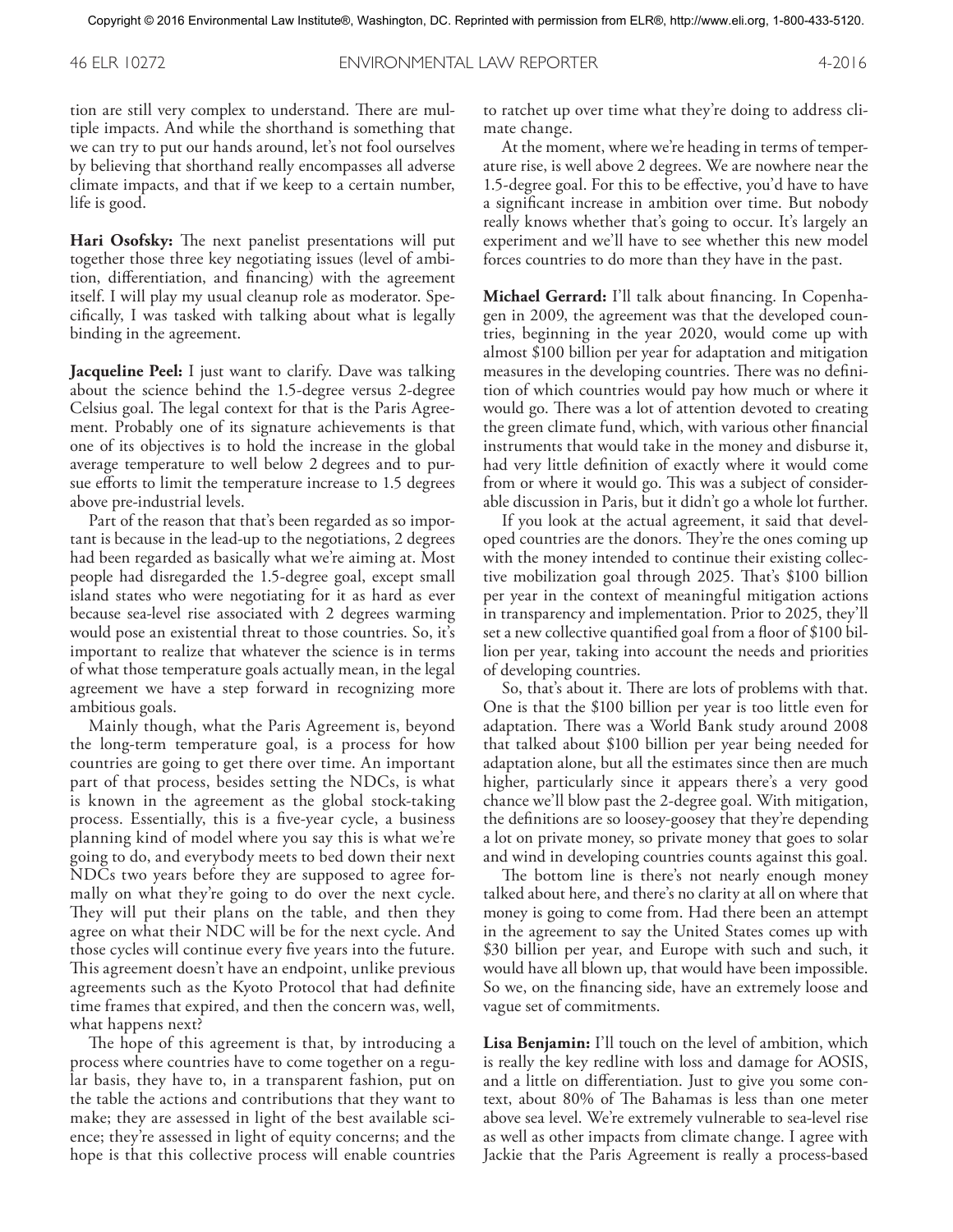tion are still very complex to understand. There are multiple impacts. And while the shorthand is something that we can try to put our hands around, let's not fool ourselves by believing that shorthand really encompasses all adverse climate impacts, and that if we keep to a certain number, life is good.

**Hari Osofsky:** The next panelist presentations will put together those three key negotiating issues (level of ambition, differentiation, and financing) with the agreement itself. I will play my usual cleanup role as moderator. Specifically, I was tasked with talking about what is legally binding in the agreement.

**Jacqueline Peel:** I just want to clarify. Dave was talking about the science behind the 1.5-degree versus 2-degree Celsius goal. The legal context for that is the Paris Agreement. Probably one of its signature achievements is that one of its objectives is to hold the increase in the global average temperature to well below 2 degrees and to pursue efforts to limit the temperature increase to 1.5 degrees above pre-industrial levels.

Part of the reason that that's been regarded as so important is because in the lead-up to the negotiations, 2 degrees had been regarded as basically what we're aiming at. Most people had disregarded the 1.5-degree goal, except small island states who were negotiating for it as hard as ever because sea-level rise associated with 2 degrees warming would pose an existential threat to those countries. So, it's important to realize that whatever the science is in terms of what those temperature goals actually mean, in the legal agreement we have a step forward in recognizing more ambitious goals.

Mainly though, what the Paris Agreement is, beyond the long-term temperature goal, is a process for how countries are going to get there over time. An important part of that process, besides setting the NDCs, is what is known in the agreement as the global stock-taking process. Essentially, this is a five-year cycle, a business planning kind of model where you say this is what we're going to do, and everybody meets to bed down their next NDCs two years before they are supposed to agree formally on what they're going to do over the next cycle. They will put their plans on the table, and then they agree on what their NDC will be for the next cycle. And those cycles will continue every five years into the future. This agreement doesn't have an endpoint, unlike previous agreements such as the Kyoto Protocol that had definite time frames that expired, and then the concern was, well, what happens next?

The hope of this agreement is that, by introducing a process where countries have to come together on a regular basis, they have to, in a transparent fashion, put on the table the actions and contributions that they want to make; they are assessed in light of the best available science; they're assessed in light of equity concerns; and the hope is that this collective process will enable countries to ratchet up over time what they're doing to address climate change.

At the moment, where we're heading in terms of temperature rise, is well above 2 degrees. We are nowhere near the 1.5-degree goal. For this to be effective, you'd have to have a significant increase in ambition over time. But nobody really knows whether that's going to occur. It's largely an experiment and we'll have to see whether this new model forces countries to do more than they have in the past.

**Michael Gerrard:** I'll talk about financing. In Copenhagen in 2009, the agreement was that the developed countries, beginning in the year 2020, would come up with almost $100 billion per year for adaptation and mitigation measures in the developing countries. There was no definition of which countries would pay how much or where it would go. There was a lot of attention devoted to creating the green climate fund, which, with various other financial instruments that would take in the money and disburse it, had very little definition of exactly where it would come from or where it would go. This was a subject of considerable discussion in Paris, but it didn't go a whole lot further.

If you look at the actual agreement, it said that developed countries are the donors. They're the ones coming up with the money intended to continue their existing collective mobilization goal through 2025. That's $100 billion per year in the context of meaningful mitigation actions in transparency and implementation. Prior to 2025, they'll set a new collective quantified goal from a floor of $100 billion per year, taking into account the needs and priorities of developing countries.

So, that's about it. There are lots of problems with that. One is that the $100 billion per year is too little even for adaptation. There was a World Bank study around 2008 that talked about $100 billion per year being needed for adaptation alone, but all the estimates since then are much higher, particularly since it appears there's a very good chance we'll blow past the 2-degree goal. With mitigation, the definitions are so loosey-goosey that they're depending a lot on private money, so private money that goes to solar and wind in developing countries counts against this goal.

The bottom line is there's not nearly enough money talked about here, and there's no clarity at all on where that money is going to come from. Had there been an attempt in the agreement to say the United States comes up with $30 billion per year, and Europe with such and such, it would have all blown up, that would have been impossible. So we, on the financing side, have an extremely loose and vague set of commitments.

**Lisa Benjamin:** I'll touch on the level of ambition, which is really the key redline with loss and damage for AOSIS, and a little on differentiation. Just to give you some context, about 80% of The Bahamas is less than one meter above sea level. We're extremely vulnerable to sea-level rise as well as other impacts from climate change. I agree with Jackie that the Paris Agreement is really a process-based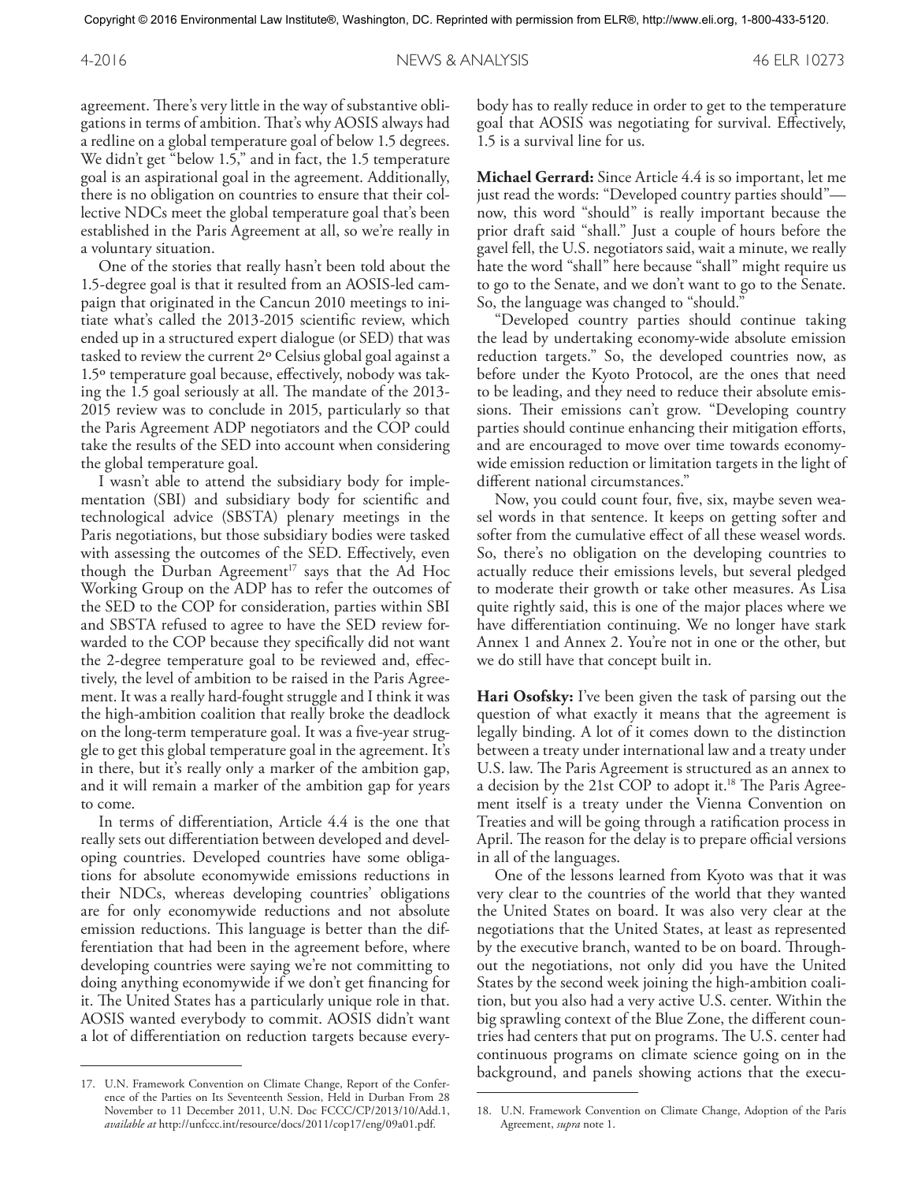agreement. There's very little in the way of substantive obligations in terms of ambition. That's why AOSIS always had a redline on a global temperature goal of below 1.5 degrees. We didn't get "below 1.5," and in fact, the 1.5 temperature goal is an aspirational goal in the agreement. Additionally, there is no obligation on countries to ensure that their collective NDCs meet the global temperature goal that's been established in the Paris Agreement at all, so we're really in a voluntary situation.

One of the stories that really hasn't been told about the 1.5-degree goal is that it resulted from an AOSIS-led campaign that originated in the Cancun 2010 meetings to initiate what's called the 2013-2015 scientific review, which ended up in a structured expert dialogue (or SED) that was tasked to review the current 2º Celsius global goal against a 1.5º temperature goal because, effectively, nobody was taking the 1.5 goal seriously at all. The mandate of the 2013-2015 review was to conclude in 2015, particularly so that the Paris Agreement ADP negotiators and the COP could take the results of the SED into account when considering the global temperature goal.

I wasn't able to attend the subsidiary body for implementation (SBI) and subsidiary body for scientific and technological advice (SBSTA) plenary meetings in the Paris negotiations, but those subsidiary bodies were tasked with assessing the outcomes of the SED. Effectively, even though the Durban Agreement[17] says that the Ad Hoc Working Group on the ADP has to refer the outcomes of the SED to the COP for consideration, parties within SBI and SBSTA refused to agree to have the SED review forwarded to the COP because they specifically did not want the 2-degree temperature goal to be reviewed and, effectively, the level of ambition to be raised in the Paris Agreement. It was a really hard-fought struggle and I think it was the high-ambition coalition that really broke the deadlock on the long-term temperature goal. It was a five-year struggle to get this global temperature goal in the agreement. It's in there, but it's really only a marker of the ambition gap, and it will remain a marker of the ambition gap for years to come.

In terms of differentiation, Article 4.4 is the one that really sets out differentiation between developed and developing countries. Developed countries have some obligations for absolute economywide emissions reductions in their NDCs, whereas developing countries' obligations are for only economywide reductions and not absolute emission reductions. This language is better than the differentiation that had been in the agreement before, where developing countries were saying we're not committing to doing anything economywide if we don't get financing for it. The United States has a particularly unique role in that. AOSIS wanted everybody to commit. AOSIS didn't want a lot of differentiation on reduction targets because everybody has to really reduce in order to get to the temperature goal that AOSIS was negotiating for survival. Effectively, 1.5 is a survival line for us.

**Michael Gerrard:** Since Article 4.4 is so important, let me just read the words: "Developed country parties should"—now, this word "should" is really important because the prior draft said "shall." Just a couple of hours before the gavel fell, the U.S. negotiators said, wait a minute, we really hate the word "shall" here because "shall" might require us to go to the Senate, and we don't want to go to the Senate. So, the language was changed to "should."

"Developed country parties should continue taking the lead by undertaking economy-wide absolute emission reduction targets." So, the developed countries now, as before under the Kyoto Protocol, are the ones that need to be leading, and they need to reduce their absolute emissions. Their emissions can't grow. "Developing country parties should continue enhancing their mitigation efforts, and are encouraged to move over time towards economy-wide emission reduction or limitation targets in the light of different national circumstances."

Now, you could count four, five, six, maybe seven weasel words in that sentence. It keeps on getting softer and softer from the cumulative effect of all these weasel words. So, there's no obligation on the developing countries to actually reduce their emissions levels, but several pledged to moderate their growth or take other measures. As Lisa quite rightly said, this is one of the major places where we have differentiation continuing. We no longer have stark Annex 1 and Annex 2. You're not in one or the other, but we do still have that concept built in.

**Hari Osofsky:** I've been given the task of parsing out the question of what exactly it means that the agreement is legally binding. A lot of it comes down to the distinction between a treaty under international law and a treaty under U.S. law. The Paris Agreement is structured as an annex to a decision by the 21st COP to adopt it.[18] The Paris Agreement itself is a treaty under the Vienna Convention on Treaties and will be going through a ratification process in April. The reason for the delay is to prepare official versions in all of the languages.

One of the lessons learned from Kyoto was that it was very clear to the countries of the world that they wanted the United States on board. It was also very clear at the negotiations that the United States, at least as represented by the executive branch, wanted to be on board. Throughout the negotiations, not only did you have the United States by the second week joining the high-ambition coalition, but you also had a very active U.S. center. Within the big sprawling context of the Blue Zone, the different countries had centers that put on programs. The U.S. center had continuous programs on climate science going on in the background, and panels showing actions that the execu-

17. U.N. Framework Convention on Climate Change, Report of the Conference of the Parties on Its Seventeenth Session, Held in Durban From 28 November to 11 December 2011, U.N. Doc FCCC/CP/2013/10/Add.1, *available at* http://unfccc.int/resource/docs/2011/cop17/eng/09a01.pdf.

18. U.N. Framework Convention on Climate Change, Adoption of the Paris Agreement, *supra* note 1.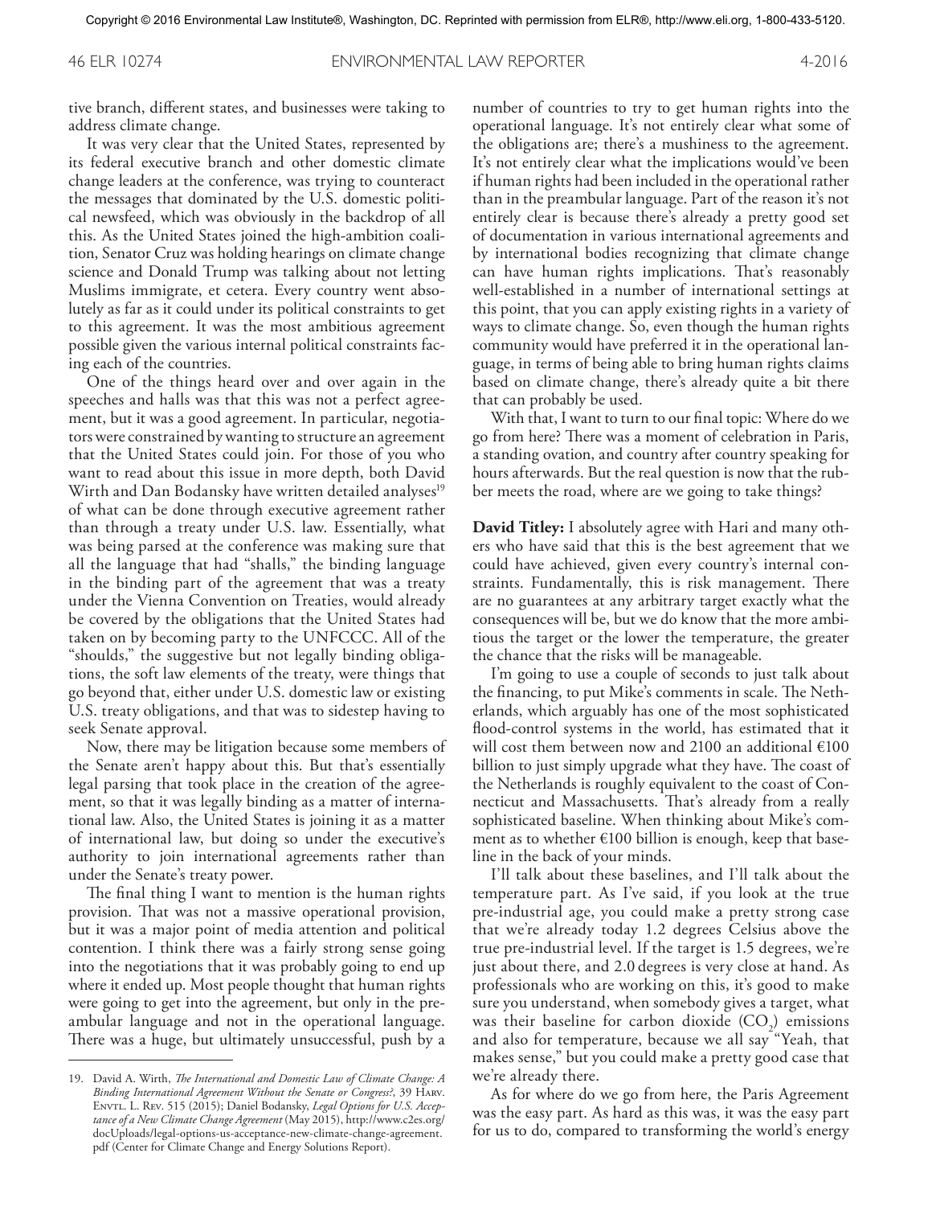tive branch, different states, and businesses were taking to address climate change.

It was very clear that the United States, represented by its federal executive branch and other domestic climate change leaders at the conference, was trying to counteract the messages that dominated by the U.S. domestic political newsfeed, which was obviously in the backdrop of all this. As the United States joined the high-ambition coalition, Senator Cruz was holding hearings on climate change science and Donald Trump was talking about not letting Muslims immigrate, et cetera. Every country went absolutely as far as it could under its political constraints to get to this agreement. It was the most ambitious agreement possible given the various internal political constraints facing each of the countries.

One of the things heard over and over again in the speeches and halls was that this was not a perfect agreement, but it was a good agreement. In particular, negotiators were constrained by wanting to structure an agreement that the United States could join. For those of you who want to read about this issue in more depth, both David Wirth and Dan Bodansky have written detailed analyses[19] of what can be done through executive agreement rather than through a treaty under U.S. law. Essentially, what was being parsed at the conference was making sure that all the language that had "shalls," the binding language in the binding part of the agreement that was a treaty under the Vienna Convention on Treaties, would already be covered by the obligations that the United States had taken on by becoming party to the UNFCCC. All of the "shoulds," the suggestive but not legally binding obligations, the soft law elements of the treaty, were things that go beyond that, either under U.S. domestic law or existing U.S. treaty obligations, and that was to sidestep having to seek Senate approval.

Now, there may be litigation because some members of the Senate aren't happy about this. But that's essentially legal parsing that took place in the creation of the agreement, so that it was legally binding as a matter of international law. Also, the United States is joining it as a matter of international law, but doing so under the executive's authority to join international agreements rather than under the Senate's treaty power.

The final thing I want to mention is the human rights provision. That was not a massive operational provision, but it was a major point of media attention and political contention. I think there was a fairly strong sense going into the negotiations that it was probably going to end up where it ended up. Most people thought that human rights were going to get into the agreement, but only in the preambular language and not in the operational language. There was a huge, but ultimately unsuccessful, push by a number of countries to try to get human rights into the operational language. It's not entirely clear what some of the obligations are; there's a mushiness to the agreement. It's not entirely clear what the implications would've been if human rights had been included in the operational rather than in the preambular language. Part of the reason it's not entirely clear is because there's already a pretty good set of documentation in various international agreements and by international bodies recognizing that climate change can have human rights implications. That's reasonably well-established in a number of international settings at this point, that you can apply existing rights in a variety of ways to climate change. So, even though the human rights community would have preferred it in the operational language, in terms of being able to bring human rights claims based on climate change, there's already quite a bit there that can probably be used.

With that, I want to turn to our final topic: Where do we go from here? There was a moment of celebration in Paris, a standing ovation, and country after country speaking for hours afterwards. But the real question is now that the rubber meets the road, where are we going to take things?

**David Titley:** I absolutely agree with Hari and many others who have said that this is the best agreement that we could have achieved, given every country's internal constraints. Fundamentally, this is risk management. There are no guarantees at any arbitrary target exactly what the consequences will be, but we do know that the more ambitious the target or the lower the temperature, the greater the chance that the risks will be manageable.

I'm going to use a couple of seconds to just talk about the financing, to put Mike's comments in scale. The Netherlands, which arguably has one of the most sophisticated flood-control systems in the world, has estimated that it will cost them between now and 2100 an additional €100 billion to just simply upgrade what they have. The coast of the Netherlands is roughly equivalent to the coast of Connecticut and Massachusetts. That's already from a really sophisticated baseline. When thinking about Mike's comment as to whether €100 billion is enough, keep that baseline in the back of your minds.

I'll talk about these baselines, and I'll talk about the temperature part. As I've said, if you look at the true pre-industrial age, you could make a pretty strong case that we're already today 1.2 degrees Celsius above the true pre-industrial level. If the target is 1.5 degrees, we're just about there, and 2.0 degrees is very close at hand. As professionals who are working on this, it's good to make sure you understand, when somebody gives a target, what was their baseline for carbon dioxide ($CO_2$) emissions and also for temperature, because we all say "Yeah, that makes sense," but you could make a pretty good case that we're already there.

As for where do we go from here, the Paris Agreement was the easy part. As hard as this was, it was the easy part for us to do, compared to transforming the world's energy

19. David A. Wirth, *The International and Domestic Law of Climate Change: A Binding International Agreement Without the Senate or Congress?*, 39 Harv. Envtl. L. Rev. 515 (2015); Daniel Bodansky, *Legal Options for U.S. Acceptance of a New Climate Change Agreement* (May 2015), http://www.c2es.org/docUploads/legal-options-us-acceptance-new-climate-change-agreement.pdf (Center for Climate Change and Energy Solutions Report).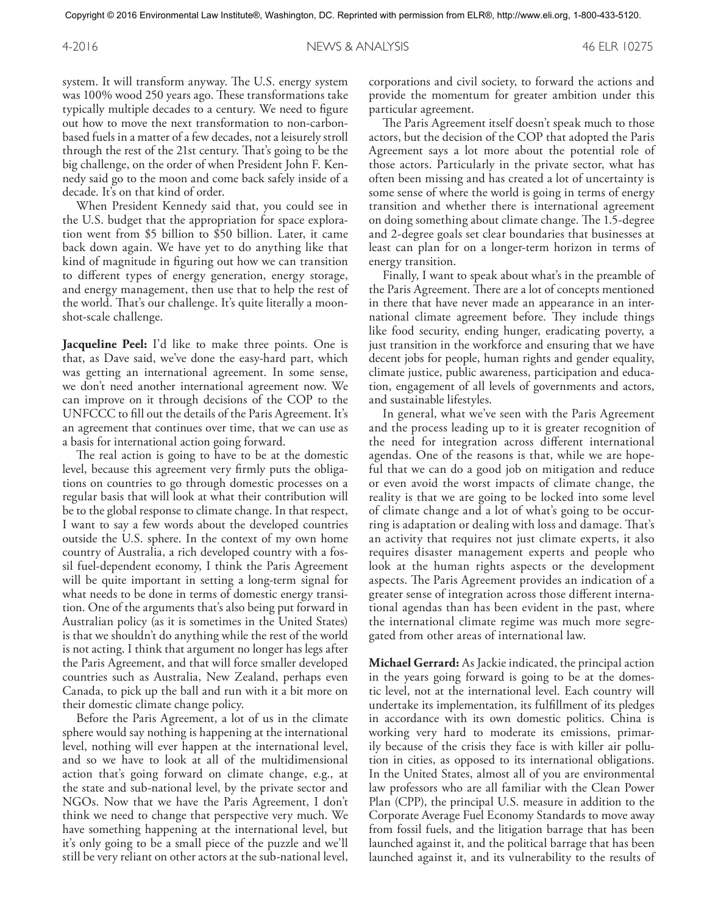system. It will transform anyway. The U.S. energy system was 100% wood 250 years ago. These transformations take typically multiple decades to a century. We need to figure out how to move the next transformation to non-carbon-based fuels in a matter of a few decades, not a leisurely stroll through the rest of the 21st century. That's going to be the big challenge, on the order of when President John F. Kennedy said go to the moon and come back safely inside of a decade. It's on that kind of order.

When President Kennedy said that, you could see in the U.S. budget that the appropriation for space exploration went from $5 billion to $50 billion. Later, it came back down again. We have yet to do anything like that kind of magnitude in figuring out how we can transition to different types of energy generation, energy storage, and energy management, then use that to help the rest of the world. That's our challenge. It's quite literally a moonshot-scale challenge.

**Jacqueline Peel:** I'd like to make three points. One is that, as Dave said, we've done the easy-hard part, which was getting an international agreement. In some sense, we don't need another international agreement now. We can improve on it through decisions of the COP to the UNFCCC to fill out the details of the Paris Agreement. It's an agreement that continues over time, that we can use as a basis for international action going forward.

The real action is going to have to be at the domestic level, because this agreement very firmly puts the obligations on countries to go through domestic processes on a regular basis that will look at what their contribution will be to the global response to climate change. In that respect, I want to say a few words about the developed countries outside the U.S. sphere. In the context of my own home country of Australia, a rich developed country with a fossil fuel-dependent economy, I think the Paris Agreement will be quite important in setting a long-term signal for what needs to be done in terms of domestic energy transition. One of the arguments that's also being put forward in Australian policy (as it is sometimes in the United States) is that we shouldn't do anything while the rest of the world is not acting. I think that argument no longer has legs after the Paris Agreement, and that will force smaller developed countries such as Australia, New Zealand, perhaps even Canada, to pick up the ball and run with it a bit more on their domestic climate change policy.

Before the Paris Agreement, a lot of us in the climate sphere would say nothing is happening at the international level, nothing will ever happen at the international level, and so we have to look at all of the multidimensional action that's going forward on climate change, e.g., at the state and sub-national level, by the private sector and NGOs. Now that we have the Paris Agreement, I don't think we need to change that perspective very much. We have something happening at the international level, but it's only going to be a small piece of the puzzle and we'll still be very reliant on other actors at the sub-national level, corporations and civil society, to forward the actions and provide the momentum for greater ambition under this particular agreement.

The Paris Agreement itself doesn't speak much to those actors, but the decision of the COP that adopted the Paris Agreement says a lot more about the potential role of those actors. Particularly in the private sector, what has often been missing and has created a lot of uncertainty is some sense of where the world is going in terms of energy transition and whether there is international agreement on doing something about climate change. The 1.5-degree and 2-degree goals set clear boundaries that businesses at least can plan for on a longer-term horizon in terms of energy transition.

Finally, I want to speak about what's in the preamble of the Paris Agreement. There are a lot of concepts mentioned in there that have never made an appearance in an international climate agreement before. They include things like food security, ending hunger, eradicating poverty, a just transition in the workforce and ensuring that we have decent jobs for people, human rights and gender equality, climate justice, public awareness, participation and education, engagement of all levels of governments and actors, and sustainable lifestyles.

In general, what we've seen with the Paris Agreement and the process leading up to it is greater recognition of the need for integration across different international agendas. One of the reasons is that, while we are hopeful that we can do a good job on mitigation and reduce or even avoid the worst impacts of climate change, the reality is that we are going to be locked into some level of climate change and a lot of what's going to be occurring is adaptation or dealing with loss and damage. That's an activity that requires not just climate experts, it also requires disaster management experts and people who look at the human rights aspects or the development aspects. The Paris Agreement provides an indication of a greater sense of integration across those different international agendas than has been evident in the past, where the international climate regime was much more segregated from other areas of international law.

**Michael Gerrard:** As Jackie indicated, the principal action in the years going forward is going to be at the domestic level, not at the international level. Each country will undertake its implementation, its fulfillment of its pledges in accordance with its own domestic politics. China is working very hard to moderate its emissions, primarily because of the crisis they face is with killer air pollution in cities, as opposed to its international obligations. In the United States, almost all of you are environmental law professors who are all familiar with the Clean Power Plan (CPP), the principal U.S. measure in addition to the Corporate Average Fuel Economy Standards to move away from fossil fuels, and the litigation barrage that has been launched against it, and the political barrage that has been launched against it, and its vulnerability to the results of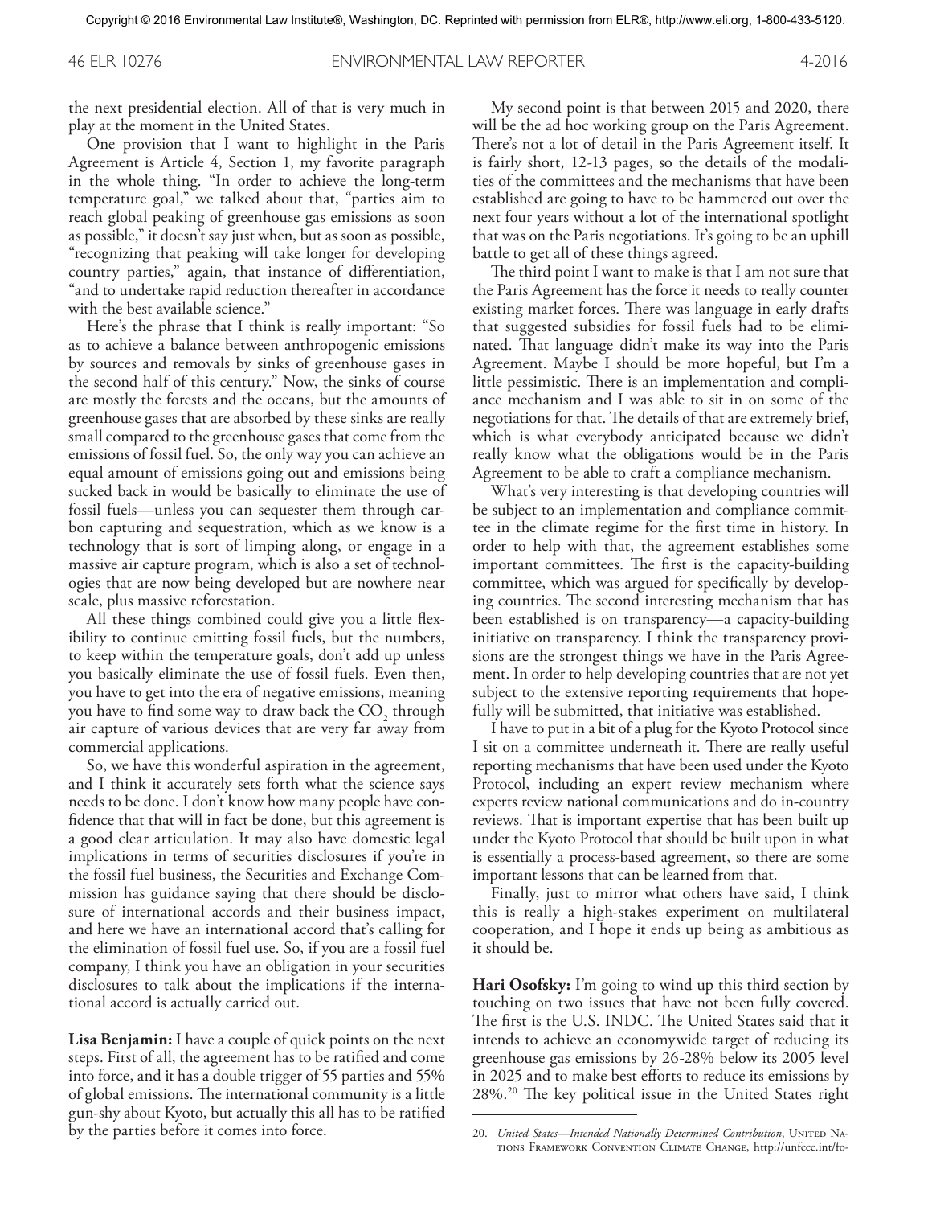the next presidential election. All of that is very much in play at the moment in the United States.

One provision that I want to highlight in the Paris Agreement is Article 4, Section 1, my favorite paragraph in the whole thing. "In order to achieve the long-term temperature goal," we talked about that, "parties aim to reach global peaking of greenhouse gas emissions as soon as possible," it doesn't say just when, but as soon as possible, "recognizing that peaking will take longer for developing country parties," again, that instance of differentiation, "and to undertake rapid reduction thereafter in accordance with the best available science."

Here's the phrase that I think is really important: "So as to achieve a balance between anthropogenic emissions by sources and removals by sinks of greenhouse gases in the second half of this century." Now, the sinks of course are mostly the forests and the oceans, but the amounts of greenhouse gases that are absorbed by these sinks are really small compared to the greenhouse gases that come from the emissions of fossil fuel. So, the only way you can achieve an equal amount of emissions going out and emissions being sucked back in would be basically to eliminate the use of fossil fuels—unless you can sequester them through carbon capturing and sequestration, which as we know is a technology that is sort of limping along, or engage in a massive air capture program, which is also a set of technologies that are now being developed but are nowhere near scale, plus massive reforestation.

All these things combined could give you a little flexibility to continue emitting fossil fuels, but the numbers, to keep within the temperature goals, don't add up unless you basically eliminate the use of fossil fuels. Even then, you have to get into the era of negative emissions, meaning you have to find some way to draw back the $CO_2$ through air capture of various devices that are very far away from commercial applications.

So, we have this wonderful aspiration in the agreement, and I think it accurately sets forth what the science says needs to be done. I don't know how many people have confidence that that will in fact be done, but this agreement is a good clear articulation. It may also have domestic legal implications in terms of securities disclosures if you're in the fossil fuel business, the Securities and Exchange Commission has guidance saying that there should be disclosure of international accords and their business impact, and here we have an international accord that's calling for the elimination of fossil fuel use. So, if you are a fossil fuel company, I think you have an obligation in your securities disclosures to talk about the implications if the international accord is actually carried out.

**Lisa Benjamin:** I have a couple of quick points on the next steps. First of all, the agreement has to be ratified and come into force, and it has a double trigger of 55 parties and 55% of global emissions. The international community is a little gun-shy about Kyoto, but actually this all has to be ratified by the parties before it comes into force.

My second point is that between 2015 and 2020, there will be the ad hoc working group on the Paris Agreement. There's not a lot of detail in the Paris Agreement itself. It is fairly short, 12-13 pages, so the details of the modalities of the committees and the mechanisms that have been established are going to have to be hammered out over the next four years without a lot of the international spotlight that was on the Paris negotiations. It's going to be an uphill battle to get all of these things agreed.

The third point I want to make is that I am not sure that the Paris Agreement has the force it needs to really counter existing market forces. There was language in early drafts that suggested subsidies for fossil fuels had to be eliminated. That language didn't make its way into the Paris Agreement. Maybe I should be more hopeful, but I'm a little pessimistic. There is an implementation and compliance mechanism and I was able to sit in on some of the negotiations for that. The details of that are extremely brief, which is what everybody anticipated because we didn't really know what the obligations would be in the Paris Agreement to be able to craft a compliance mechanism.

What's very interesting is that developing countries will be subject to an implementation and compliance committee in the climate regime for the first time in history. In order to help with that, the agreement establishes some important committees. The first is the capacity-building committee, which was argued for specifically by developing countries. The second interesting mechanism that has been established is on transparency—a capacity-building initiative on transparency. I think the transparency provisions are the strongest things we have in the Paris Agreement. In order to help developing countries that are not yet subject to the extensive reporting requirements that hopefully will be submitted, that initiative was established.

I have to put in a bit of a plug for the Kyoto Protocol since I sit on a committee underneath it. There are really useful reporting mechanisms that have been used under the Kyoto Protocol, including an expert review mechanism where experts review national communications and do in-country reviews. That is important expertise that has been built up under the Kyoto Protocol that should be built upon in what is essentially a process-based agreement, so there are some important lessons that can be learned from that.

Finally, just to mirror what others have said, I think this is really a high-stakes experiment on multilateral cooperation, and I hope it ends up being as ambitious as it should be.

**Hari Osofsky:** I'm going to wind up this third section by touching on two issues that have not been fully covered. The first is the U.S. INDC. The United States said that it intends to achieve an economywide target of reducing its greenhouse gas emissions by 26-28% below its 2005 level in 2025 and to make best efforts to reduce its emissions by 28%.[20] The key political issue in the United States right

20. *United States—Intended Nationally Determined Contribution*, United Nations Framework Convention Climate Change, http://unfccc.int/fo-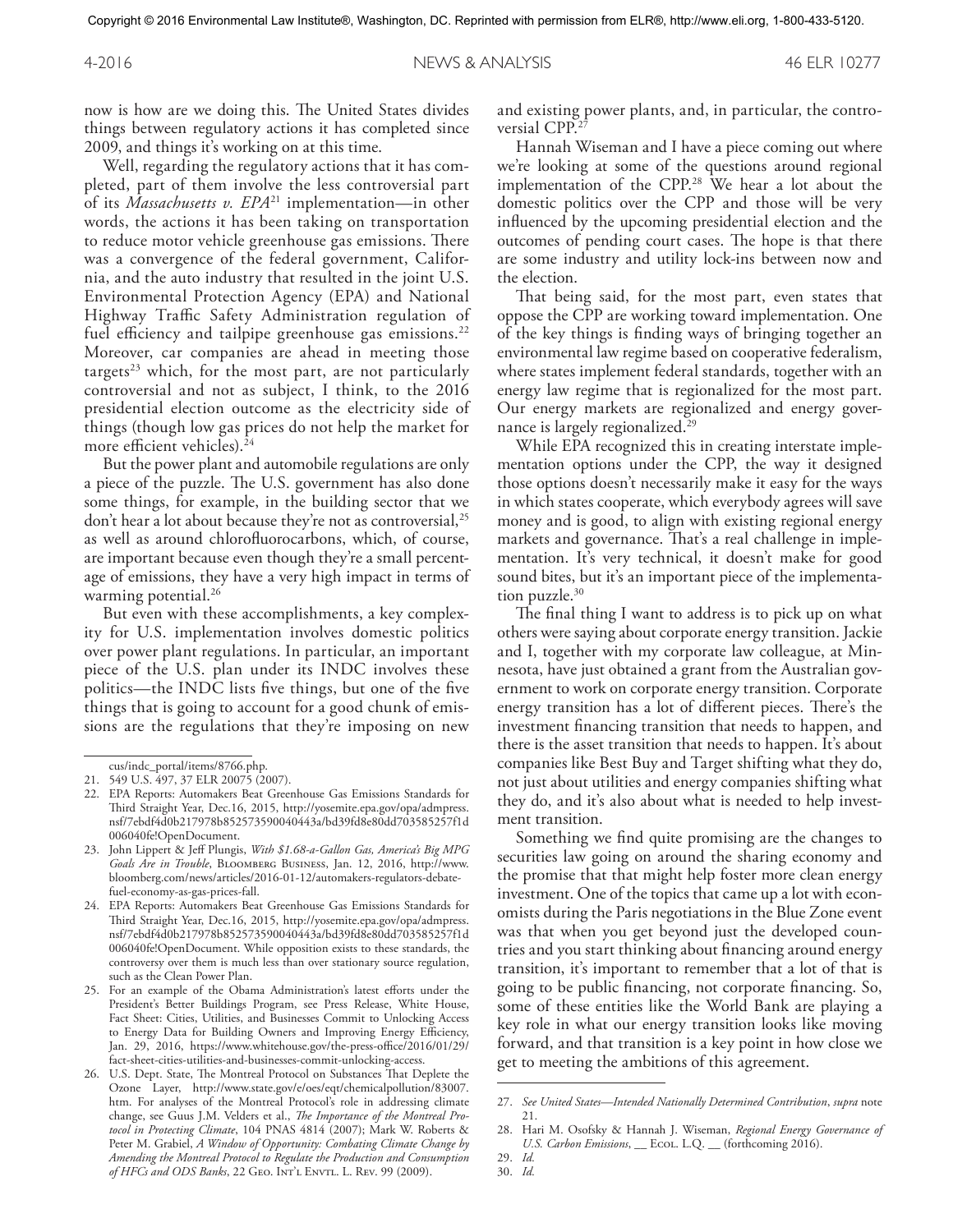now is how are we doing this. The United States divides things between regulatory actions it has completed since 2009, and things it's working on at this time.

Well, regarding the regulatory actions that it has completed, part of them involve the less controversial part of its *Massachusetts v. EPA*[21] implementation—in other words, the actions it has been taking on transportation to reduce motor vehicle greenhouse gas emissions. There was a convergence of the federal government, California, and the auto industry that resulted in the joint U.S. Environmental Protection Agency (EPA) and National Highway Traffic Safety Administration regulation of fuel efficiency and tailpipe greenhouse gas emissions.[22] Moreover, car companies are ahead in meeting those targets[23] which, for the most part, are not particularly controversial and not as subject, I think, to the 2016 presidential election outcome as the electricity side of things (though low gas prices do not help the market for more efficient vehicles).[24]

But the power plant and automobile regulations are only a piece of the puzzle. The U.S. government has also done some things, for example, in the building sector that we don't hear a lot about because they're not as controversial,[25] as well as around chlorofluorocarbons, which, of course, are important because even though they're a small percentage of emissions, they have a very high impact in terms of warming potential.[26]

But even with these accomplishments, a key complexity for U.S. implementation involves domestic politics over power plant regulations. In particular, an important piece of the U.S. plan under its INDC involves these politics—the INDC lists five things, but one of the five things that is going to account for a good chunk of emissions are the regulations that they're imposing on new and existing power plants, and, in particular, the controversial CPP.[27]

Hannah Wiseman and I have a piece coming out where we're looking at some of the questions around regional implementation of the CPP.[28] We hear a lot about the domestic politics over the CPP and those will be very influenced by the upcoming presidential election and the outcomes of pending court cases. The hope is that there are some industry and utility lock-ins between now and the election.

That being said, for the most part, even states that oppose the CPP are working toward implementation. One of the key things is finding ways of bringing together an environmental law regime based on cooperative federalism, where states implement federal standards, together with an energy law regime that is regionalized for the most part. Our energy markets are regionalized and energy governance is largely regionalized.[29]

While EPA recognized this in creating interstate implementation options under the CPP, the way it designed those options doesn't necessarily make it easy for the ways in which states cooperate, which everybody agrees will save money and is good, to align with existing regional energy markets and governance. That's a real challenge in implementation. It's very technical, it doesn't make for good sound bites, but it's an important piece of the implementation puzzle.[30]

The final thing I want to address is to pick up on what others were saying about corporate energy transition. Jackie and I, together with my corporate law colleague, at Minnesota, have just obtained a grant from the Australian government to work on corporate energy transition. Corporate energy transition has a lot of different pieces. There's the investment financing transition that needs to happen, and there is the asset transition that needs to happen. It's about companies like Best Buy and Target shifting what they do, not just about utilities and energy companies shifting what they do, and it's also about what is needed to help investment transition.

Something we find quite promising are the changes to securities law going on around the sharing economy and the promise that that might help foster more clean energy investment. One of the topics that came up a lot with economists during the Paris negotiations in the Blue Zone event was that when you get beyond just the developed countries and you start thinking about financing around energy transition, it's important to remember that a lot of that is going to be public financing, not corporate financing. So, some of these entities like the World Bank are playing a key role in what our energy transition looks like moving forward, and that transition is a key point in how close we get to meeting the ambitions of this agreement.

---

cus/indc_portal/items/8766.php.

21. 549 U.S. 497, 37 ELR 20075 (2007).
22. EPA Reports: Automakers Beat Greenhouse Gas Emissions Standards for Third Straight Year, Dec.16, 2015, http://yosemite.epa.gov/opa/admpress.nsf/7ebdf4d0b217978b852573590040443a/bd39fd8e80dd703585257f1d006040fe!OpenDocument.
23. John Lippert & Jeff Plungis, *With $1.68-a-Gallon Gas, America's Big MPG Goals Are in Trouble*, Bloomberg Business, Jan. 12, 2016, http://www.bloomberg.com/news/articles/2016-01-12/automakers-regulators-debate-fuel-economy-as-gas-prices-fall.
24. EPA Reports: Automakers Beat Greenhouse Gas Emissions Standards for Third Straight Year, Dec.16, 2015, http://yosemite.epa.gov/opa/admpress.nsf/7ebdf4d0b217978b852573590040443a/bd39fd8e80dd703585257f1d006040fe!OpenDocument. While opposition exists to these standards, the controversy over them is much less than over stationary source regulation, such as the Clean Power Plan.
25. For an example of the Obama Administration's latest efforts under the President's Better Buildings Program, see Press Release, White House, Fact Sheet: Cities, Utilities, and Businesses Commit to Unlocking Access to Energy Data for Building Owners and Improving Energy Efficiency, Jan. 29, 2016, https://www.whitehouse.gov/the-press-office/2016/01/29/fact-sheet-cities-utilities-and-businesses-commit-unlocking-access.
26. U.S. Dept. State, The Montreal Protocol on Substances That Deplete the Ozone Layer, http://www.state.gov/e/oes/eqt/chemicalpollution/83007.htm. For analyses of the Montreal Protocol's role in addressing climate change, see Guus J.M. Velders et al., *The Importance of the Montreal Protocol in Protecting Climate*, 104 PNAS 4814 (2007); Mark W. Roberts & Peter M. Grabiel, *A Window of Opportunity: Combating Climate Change by Amending the Montreal Protocol to Regulate the Production and Consumption of HFCs and ODS Banks*, 22 Geo. Int'l Envtl. L. Rev. 99 (2009).
27. *See United States—Intended Nationally Determined Contribution*, *supra* note 21.
28. Hari M. Osofsky & Hannah J. Wiseman, *Regional Energy Governance of U.S. Carbon Emissions*, __ Ecol. L.Q. __ (forthcoming 2016).
29. *Id.*
30. *Id.*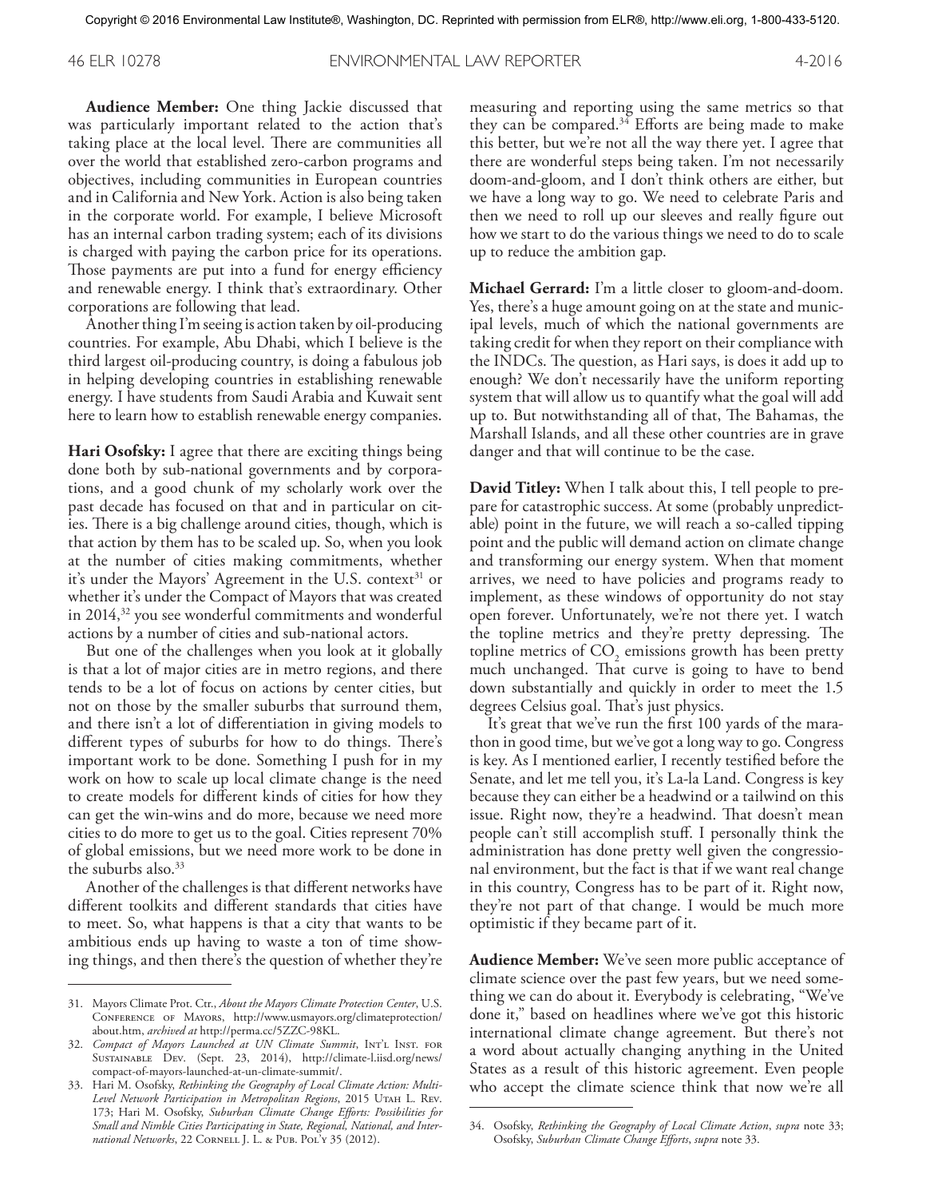**Audience Member:** One thing Jackie discussed that was particularly important related to the action that's taking place at the local level. There are communities all over the world that established zero-carbon programs and objectives, including communities in European countries and in California and New York. Action is also being taken in the corporate world. For example, I believe Microsoft has an internal carbon trading system; each of its divisions is charged with paying the carbon price for its operations. Those payments are put into a fund for energy efficiency and renewable energy. I think that's extraordinary. Other corporations are following that lead.

Another thing I'm seeing is action taken by oil-producing countries. For example, Abu Dhabi, which I believe is the third largest oil-producing country, is doing a fabulous job in helping developing countries in establishing renewable energy. I have students from Saudi Arabia and Kuwait sent here to learn how to establish renewable energy companies.

**Hari Osofsky:** I agree that there are exciting things being done both by sub-national governments and by corporations, and a good chunk of my scholarly work over the past decade has focused on that and in particular on cities. There is a big challenge around cities, though, which is that action by them has to be scaled up. So, when you look at the number of cities making commitments, whether it's under the Mayors' Agreement in the U.S. context[31] or whether it's under the Compact of Mayors that was created in 2014,[32] you see wonderful commitments and wonderful actions by a number of cities and sub-national actors.

But one of the challenges when you look at it globally is that a lot of major cities are in metro regions, and there tends to be a lot of focus on actions by center cities, but not on those by the smaller suburbs that surround them, and there isn't a lot of differentiation in giving models to different types of suburbs for how to do things. There's important work to be done. Something I push for in my work on how to scale up local climate change is the need to create models for different kinds of cities for how they can get the win-wins and do more, because we need more cities to do more to get us to the goal. Cities represent 70% of global emissions, but we need more work to be done in the suburbs also.[33]

Another of the challenges is that different networks have different toolkits and different standards that cities have to meet. So, what happens is that a city that wants to be ambitious ends up having to waste a ton of time showing things, and then there's the question of whether they're measuring and reporting using the same metrics so that they can be compared.[34] Efforts are being made to make this better, but we're not all the way there yet. I agree that there are wonderful steps being taken. I'm not necessarily doom-and-gloom, and I don't think others are either, but we have a long way to go. We need to celebrate Paris and then we need to roll up our sleeves and really figure out how we start to do the various things we need to do to scale up to reduce the ambition gap.

**Michael Gerrard:** I'm a little closer to gloom-and-doom. Yes, there's a huge amount going on at the state and municipal levels, much of which the national governments are taking credit for when they report on their compliance with the INDCs. The question, as Hari says, is does it add up to enough? We don't necessarily have the uniform reporting system that will allow us to quantify what the goal will add up to. But notwithstanding all of that, The Bahamas, the Marshall Islands, and all these other countries are in grave danger and that will continue to be the case.

**David Titley:** When I talk about this, I tell people to prepare for catastrophic success. At some (probably unpredictable) point in the future, we will reach a so-called tipping point and the public will demand action on climate change and transforming our energy system. When that moment arrives, we need to have policies and programs ready to implement, as these windows of opportunity do not stay open forever. Unfortunately, we're not there yet. I watch the topline metrics and they're pretty depressing. The topline metrics of $CO_2$ emissions growth has been pretty much unchanged. That curve is going to have to bend down substantially and quickly in order to meet the 1.5 degrees Celsius goal. That's just physics.

It's great that we've run the first 100 yards of the marathon in good time, but we've got a long way to go. Congress is key. As I mentioned earlier, I recently testified before the Senate, and let me tell you, it's La-la Land. Congress is key because they can either be a headwind or a tailwind on this issue. Right now, they're a headwind. That doesn't mean people can't still accomplish stuff. I personally think the administration has done pretty well given the congressional environment, but the fact is that if we want real change in this country, Congress has to be part of it. Right now, they're not part of that change. I would be much more optimistic if they became part of it.

**Audience Member:** We've seen more public acceptance of climate science over the past few years, but we need something we can do about it. Everybody is celebrating, "We've done it," based on headlines where we've got this historic international climate change agreement. But there's not a word about actually changing anything in the United States as a result of this historic agreement. Even people who accept the climate science think that now we're all

---

31. Mayors Climate Prot. Ctr., *About the Mayors Climate Protection Center*, U.S. Conference of Mayors, http://www.usmayors.org/climateprotection/about.htm, *archived at* http://perma.cc/5ZZC-98KL.

32. *Compact of Mayors Launched at UN Climate Summit*, Int'l Inst. for Sustainable Dev. (Sept. 23, 2014), http://climate-l.iisd.org/news/compact-of-mayors-launched-at-un-climate-summit/.

33. Hari M. Osofsky, *Rethinking the Geography of Local Climate Action: Multi-Level Network Participation in Metropolitan Regions*, 2015 Utah L. Rev. 173; Hari M. Osofsky, *Suburban Climate Change Efforts: Possibilities for Small and Nimble Cities Participating in State, Regional, National, and International Networks*, 22 Cornell J. L. & Pub. Pol'y 35 (2012).

34. Osofsky, *Rethinking the Geography of Local Climate Action*, *supra* note 33; Osofsky, *Suburban Climate Change Efforts*, *supra* note 33.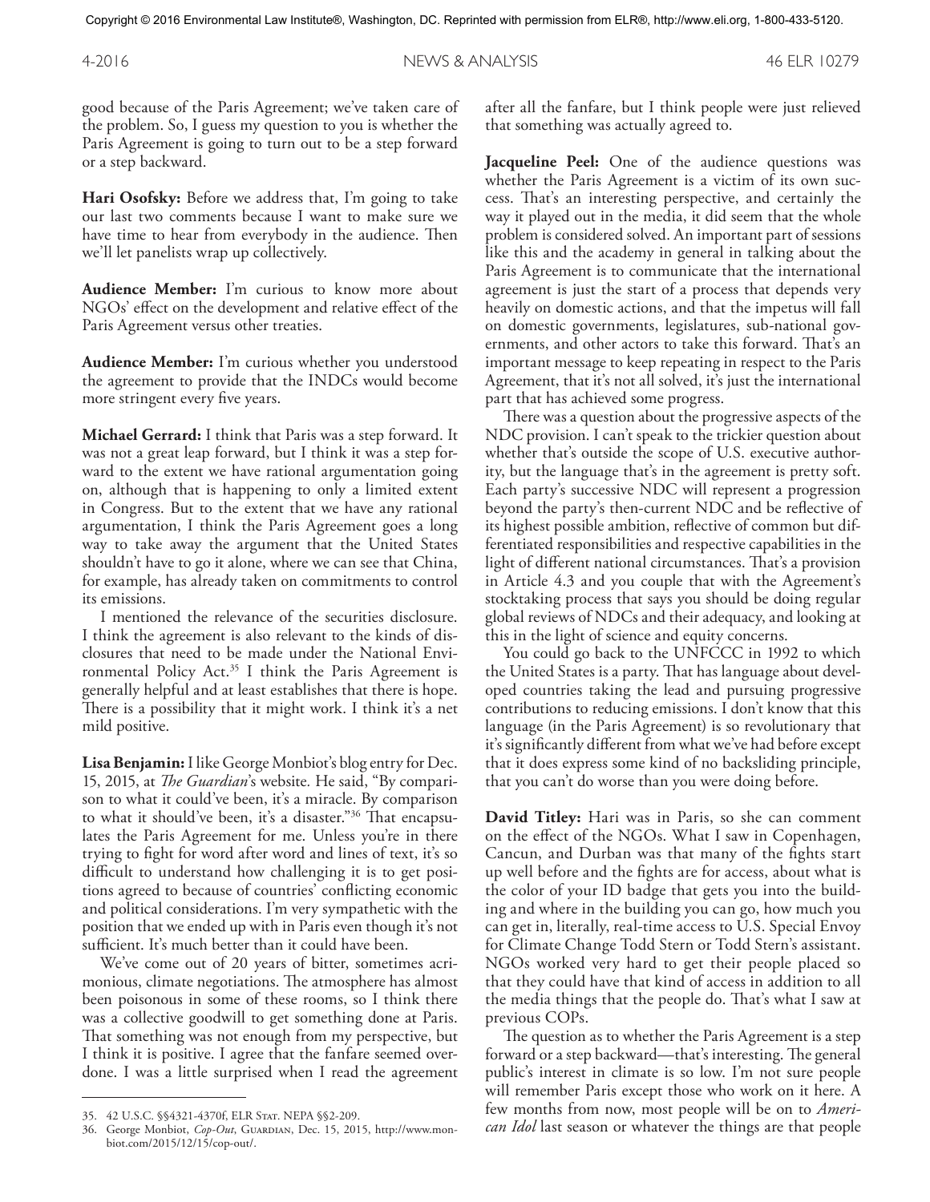good because of the Paris Agreement; we've taken care of the problem. So, I guess my question to you is whether the Paris Agreement is going to turn out to be a step forward or a step backward.

**Hari Osofsky:** Before we address that, I'm going to take our last two comments because I want to make sure we have time to hear from everybody in the audience. Then we'll let panelists wrap up collectively.

**Audience Member:** I'm curious to know more about NGOs' effect on the development and relative effect of the Paris Agreement versus other treaties.

**Audience Member:** I'm curious whether you understood the agreement to provide that the INDCs would become more stringent every five years.

**Michael Gerrard:** I think that Paris was a step forward. It was not a great leap forward, but I think it was a step forward to the extent we have rational argumentation going on, although that is happening to only a limited extent in Congress. But to the extent that we have any rational argumentation, I think the Paris Agreement goes a long way to take away the argument that the United States shouldn't have to go it alone, where we can see that China, for example, has already taken on commitments to control its emissions.

I mentioned the relevance of the securities disclosure. I think the agreement is also relevant to the kinds of disclosures that need to be made under the National Environmental Policy Act.[35] I think the Paris Agreement is generally helpful and at least establishes that there is hope. There is a possibility that it might work. I think it's a net mild positive.

**Lisa Benjamin:** I like George Monbiot's blog entry for Dec. 15, 2015, at *The Guardian*'s website. He said, "By comparison to what it could've been, it's a miracle. By comparison to what it should've been, it's a disaster."[36] That encapsulates the Paris Agreement for me. Unless you're in there trying to fight for word after word and lines of text, it's so difficult to understand how challenging it is to get positions agreed to because of countries' conflicting economic and political considerations. I'm very sympathetic with the position that we ended up with in Paris even though it's not sufficient. It's much better than it could have been.

We've come out of 20 years of bitter, sometimes acrimonious, climate negotiations. The atmosphere has almost been poisonous in some of these rooms, so I think there was a collective goodwill to get something done at Paris. That something was not enough from my perspective, but I think it is positive. I agree that the fanfare seemed overdone. I was a little surprised when I read the agreement after all the fanfare, but I think people were just relieved that something was actually agreed to.

**Jacqueline Peel:** One of the audience questions was whether the Paris Agreement is a victim of its own success. That's an interesting perspective, and certainly the way it played out in the media, it did seem that the whole problem is considered solved. An important part of sessions like this and the academy in general in talking about the Paris Agreement is to communicate that the international agreement is just the start of a process that depends very heavily on domestic actions, and that the impetus will fall on domestic governments, legislatures, sub-national governments, and other actors to take this forward. That's an important message to keep repeating in respect to the Paris Agreement, that it's not all solved, it's just the international part that has achieved some progress.

There was a question about the progressive aspects of the NDC provision. I can't speak to the trickier question about whether that's outside the scope of U.S. executive authority, but the language that's in the agreement is pretty soft. Each party's successive NDC will represent a progression beyond the party's then-current NDC and be reflective of its highest possible ambition, reflective of common but differentiated responsibilities and respective capabilities in the light of different national circumstances. That's a provision in Article 4.3 and you couple that with the Agreement's stocktaking process that says you should be doing regular global reviews of NDCs and their adequacy, and looking at this in the light of science and equity concerns.

You could go back to the UNFCCC in 1992 to which the United States is a party. That has language about developed countries taking the lead and pursuing progressive contributions to reducing emissions. I don't know that this language (in the Paris Agreement) is so revolutionary that it's significantly different from what we've had before except that it does express some kind of no backsliding principle, that you can't do worse than you were doing before.

**David Titley:** Hari was in Paris, so she can comment on the effect of the NGOs. What I saw in Copenhagen, Cancun, and Durban was that many of the fights start up well before and the fights are for access, about what is the color of your ID badge that gets you into the building and where in the building you can go, how much you can get in, literally, real-time access to U.S. Special Envoy for Climate Change Todd Stern or Todd Stern's assistant. NGOs worked very hard to get their people placed so that they could have that kind of access in addition to all the media things that the people do. That's what I saw at previous COPs.

The question as to whether the Paris Agreement is a step forward or a step backward—that's interesting. The general public's interest in climate is so low. I'm not sure people will remember Paris except those who work on it here. A few months from now, most people will be on to *American Idol* last season or whatever the things are that people

---

35. 42 U.S.C. §§4321-4370f, ELR Stat. NEPA §§2-209.

36. George Monbiot, *Cop-Out*, Guardian, Dec. 15, 2015, http://www.monbiot.com/2015/12/15/cop-out/.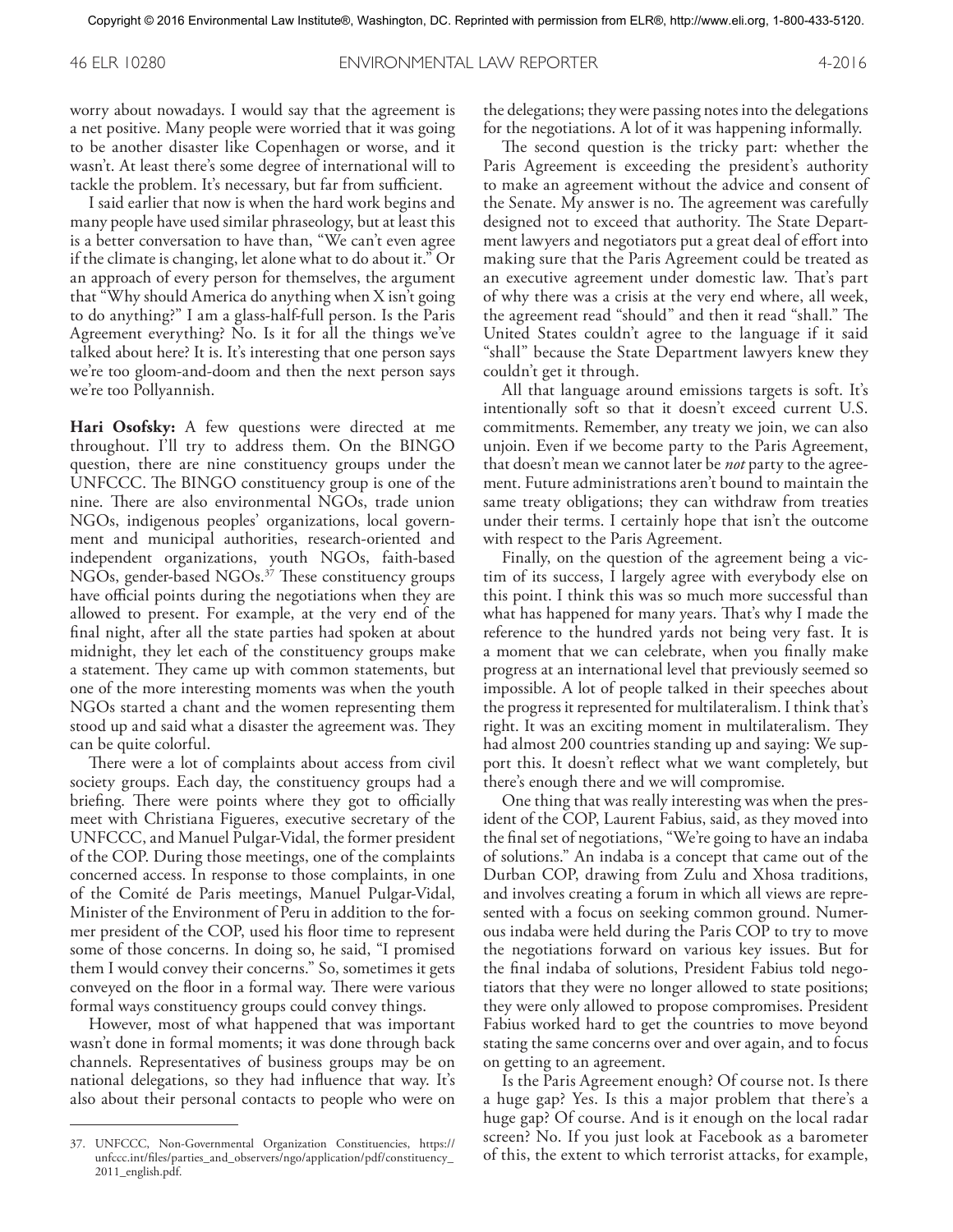worry about nowadays. I would say that the agreement is a net positive. Many people were worried that it was going to be another disaster like Copenhagen or worse, and it wasn't. At least there's some degree of international will to tackle the problem. It's necessary, but far from sufficient.

I said earlier that now is when the hard work begins and many people have used similar phraseology, but at least this is a better conversation to have than, "We can't even agree if the climate is changing, let alone what to do about it." Or an approach of every person for themselves, the argument that "Why should America do anything when X isn't going to do anything?" I am a glass-half-full person. Is the Paris Agreement everything? No. Is it for all the things we've talked about here? It is. It's interesting that one person says we're too gloom-and-doom and then the next person says we're too Pollyannish.

**Hari Osofsky:** A few questions were directed at me throughout. I'll try to address them. On the BINGO question, there are nine constituency groups under the UNFCCC. The BINGO constituency group is one of the nine. There are also environmental NGOs, trade union NGOs, indigenous peoples' organizations, local government and municipal authorities, research-oriented and independent organizations, youth NGOs, faith-based NGOs, gender-based NGOs.[37] These constituency groups have official points during the negotiations when they are allowed to present. For example, at the very end of the final night, after all the state parties had spoken at about midnight, they let each of the constituency groups make a statement. They came up with common statements, but one of the more interesting moments was when the youth NGOs started a chant and the women representing them stood up and said what a disaster the agreement was. They can be quite colorful.

There were a lot of complaints about access from civil society groups. Each day, the constituency groups had a briefing. There were points where they got to officially meet with Christiana Figueres, executive secretary of the UNFCCC, and Manuel Pulgar-Vidal, the former president of the COP. During those meetings, one of the complaints concerned access. In response to those complaints, in one of the Comité de Paris meetings, Manuel Pulgar-Vidal, Minister of the Environment of Peru in addition to the former president of the COP, used his floor time to represent some of those concerns. In doing so, he said, "I promised them I would convey their concerns." So, sometimes it gets conveyed on the floor in a formal way. There were various formal ways constituency groups could convey things.

However, most of what happened that was important wasn't done in formal moments; it was done through back channels. Representatives of business groups may be on national delegations, so they had influence that way. It's also about their personal contacts to people who were on the delegations; they were passing notes into the delegations for the negotiations. A lot of it was happening informally.

The second question is the tricky part: whether the Paris Agreement is exceeding the president's authority to make an agreement without the advice and consent of the Senate. My answer is no. The agreement was carefully designed not to exceed that authority. The State Department lawyers and negotiators put a great deal of effort into making sure that the Paris Agreement could be treated as an executive agreement under domestic law. That's part of why there was a crisis at the very end where, all week, the agreement read "should" and then it read "shall." The United States couldn't agree to the language if it said "shall" because the State Department lawyers knew they couldn't get it through.

All that language around emissions targets is soft. It's intentionally soft so that it doesn't exceed current U.S. commitments. Remember, any treaty we join, we can also unjoin. Even if we become party to the Paris Agreement, that doesn't mean we cannot later be *not* party to the agreement. Future administrations aren't bound to maintain the same treaty obligations; they can withdraw from treaties under their terms. I certainly hope that isn't the outcome with respect to the Paris Agreement.

Finally, on the question of the agreement being a victim of its success, I largely agree with everybody else on this point. I think this was so much more successful than what has happened for many years. That's why I made the reference to the hundred yards not being very fast. It is a moment that we can celebrate, when you finally make progress at an international level that previously seemed so impossible. A lot of people talked in their speeches about the progress it represented for multilateralism. I think that's right. It was an exciting moment in multilateralism. They had almost 200 countries standing up and saying: We support this. It doesn't reflect what we want completely, but there's enough there and we will compromise.

One thing that was really interesting was when the president of the COP, Laurent Fabius, said, as they moved into the final set of negotiations, "We're going to have an indaba of solutions." An indaba is a concept that came out of the Durban COP, drawing from Zulu and Xhosa traditions, and involves creating a forum in which all views are represented with a focus on seeking common ground. Numerous indaba were held during the Paris COP to try to move the negotiations forward on various key issues. But for the final indaba of solutions, President Fabius told negotiators that they were no longer allowed to state positions; they were only allowed to propose compromises. President Fabius worked hard to get the countries to move beyond stating the same concerns over and over again, and to focus on getting to an agreement.

Is the Paris Agreement enough? Of course not. Is there a huge gap? Yes. Is this a major problem that there's a huge gap? Of course. And is it enough on the local radar screen? No. If you just look at Facebook as a barometer of this, the extent to which terrorist attacks, for example,

---

37. UNFCCC, Non-Governmental Organization Constituencies, https://unfccc.int/files/parties_and_observers/ngo/application/pdf/constituency_2011_english.pdf.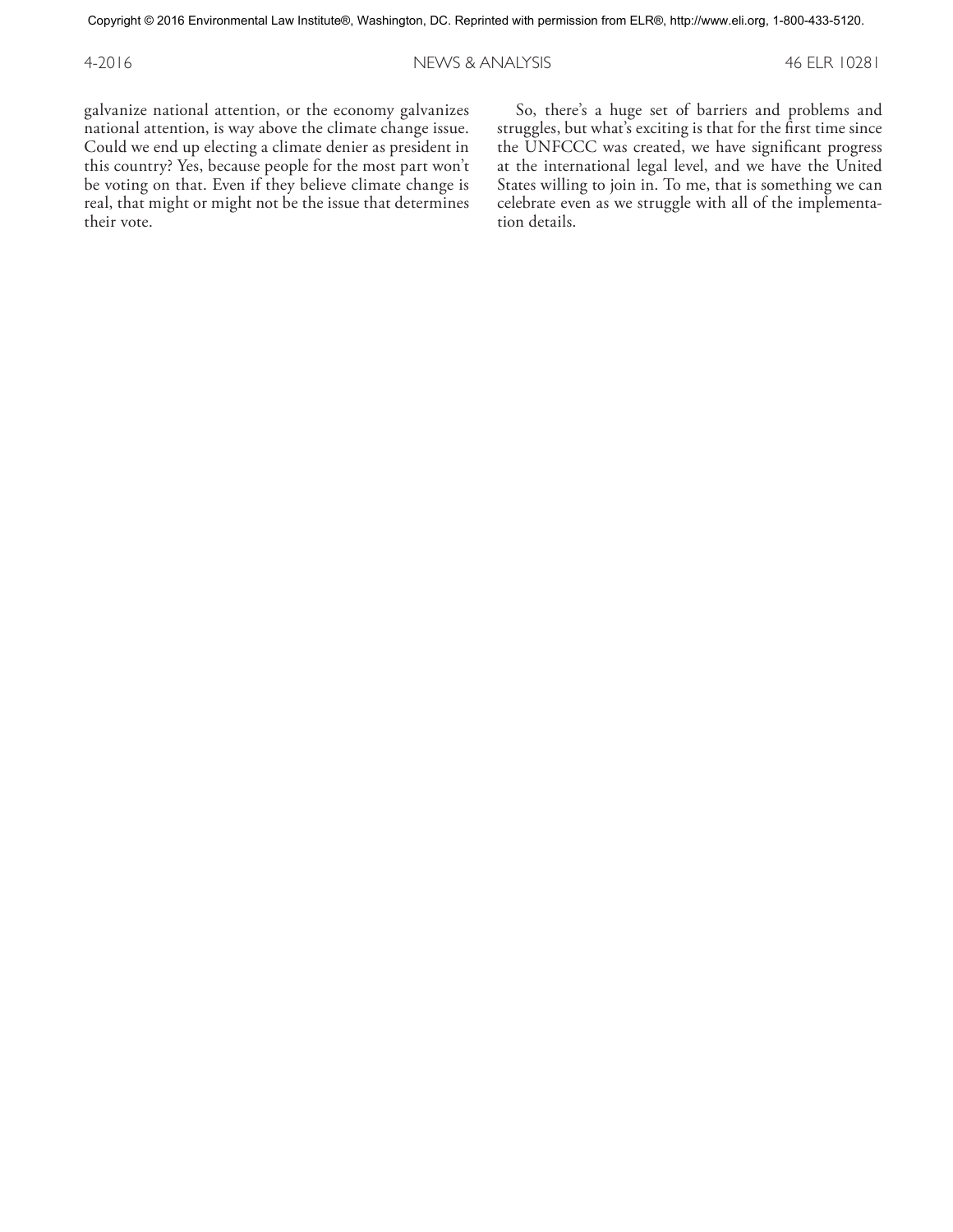galvanize national attention, or the economy galvanizes national attention, is way above the climate change issue. Could we end up electing a climate denier as president in this country? Yes, because people for the most part won't be voting on that. Even if they believe climate change is real, that might or might not be the issue that determines their vote.

So, there's a huge set of barriers and problems and struggles, but what's exciting is that for the first time since the UNFCCC was created, we have significant progress at the international legal level, and we have the United States willing to join in. To me, that is something we can celebrate even as we struggle with all of the implementation details.